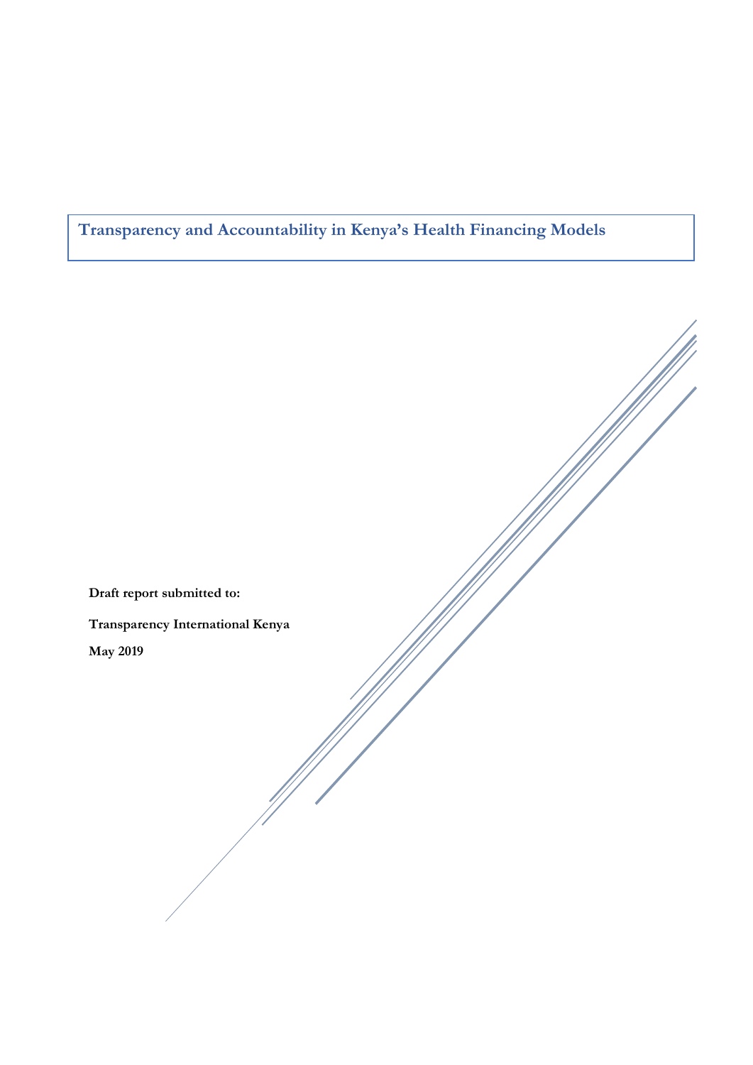# Transparency and Accountability in Kenya's Health Financing Models

**Draft report submitted to:**

**Transparency International Kenya**

**May 2019**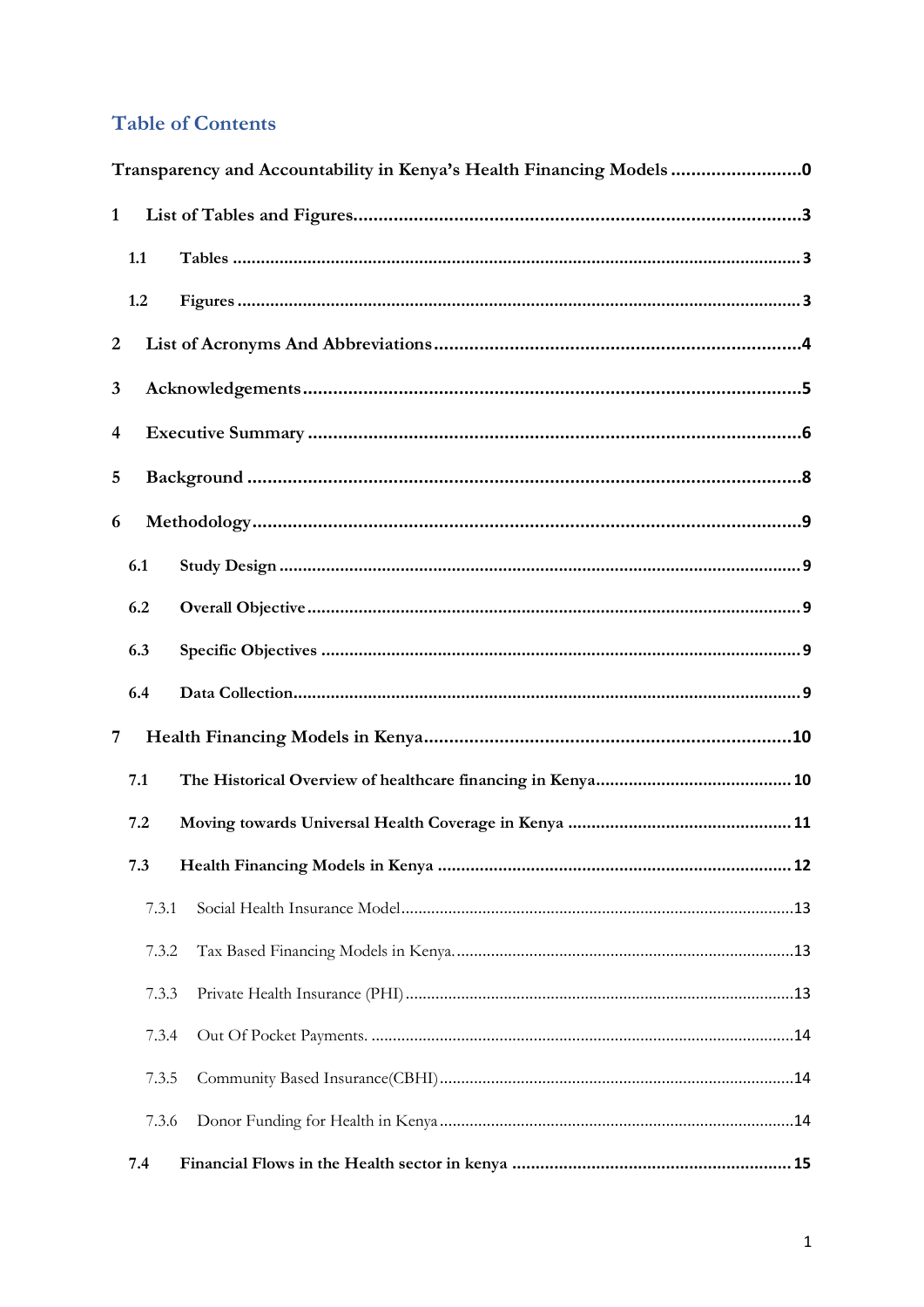# Table of Contents

**Transparency and Accountability in Kenya's Health Financing Models ..........................0**

**1 List of Tables and Figures.......................................................................................3**

**1.1 Tables .......................................................................................................................3**

**1.2 Figures .....................................................................................................................3**

**2 List of Acronyms And Abbreviations........................................................................4**

**3 Acknowledgements.....................................................................................................5**

**4 Executive Summary ....................................................................................................6**

**5 Background .................................................................................................................8**

**6 Methodology................................................................................................................9**

**6.1 Study Design .............................................................................................................9**

**6.2 Overall Objective.......................................................................................................9**

**6.3 Specific Objectives ....................................................................................................9**

**6.4 Data Collection..........................................................................................................9**

**7 Health Financing Models in Kenya..........................................................................10**

**7.1 The Historical Overview of healthcare financing in Kenya.........................................10**

**7.2 Moving towards Universal Health Coverage in Kenya ..............................................11**

**7.3 Health Financing Models in Kenya .........................................................................12**

7.3.1 Social Health Insurance Model..............................................................................13

7.3.2 Tax Based Financing Models in Kenya. .................................................................13

7.3.3 Private Health Insurance (PHI) ...............................................................................13

7.3.4 Out Of Pocket Payments. .......................................................................................14

7.3.5 Community Based Insurance(CBHI).......................................................................14

7.3.6 Donor Funding for Health in Kenya .......................................................................14

**7.4 Financial Flows in the Health sector in kenya .........................................................15**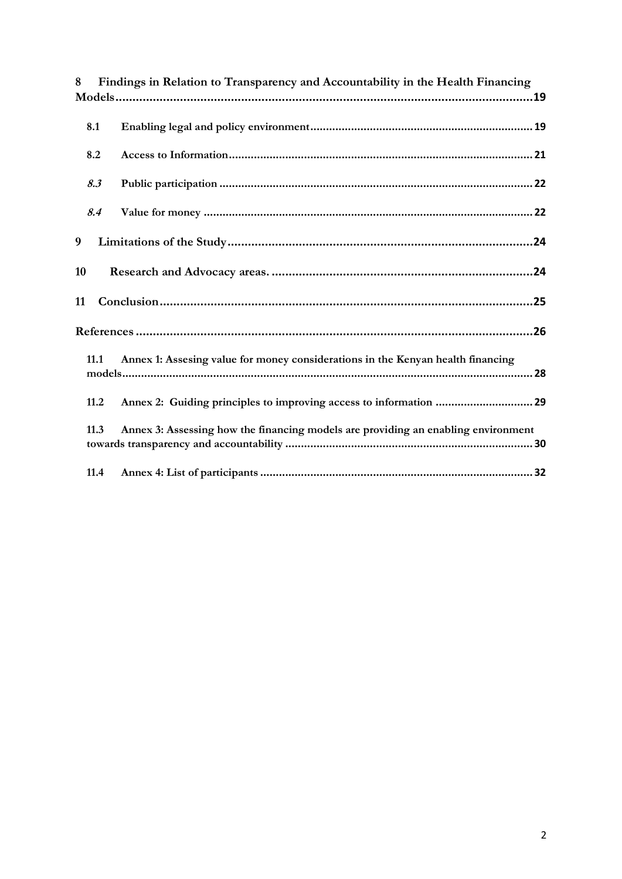**8 Findings in Relation to Transparency and Accountability in the Health Financing Models** .......... 19

- **8.1 Enabling legal and policy environment** .......... 19
- **8.2 Access to Information** .......... 21
- ***8.3*** **Public participation** .......... 22
- ***8.4*** **Value for money** .......... 22

**9 Limitations of the Study** .......... 24

**10 Research and Advocacy areas.** .......... 24

**11 Conclusion** .......... 25

**References** .......... 26

- **11.1 Annex 1: Assesing value for money considerations in the Kenyan health financing models** .......... 28
- **11.2 Annex 2: Guiding principles to improving access to information** .......... 29
- **11.3 Annex 3: Assessing how the financing models are providing an enabling environment towards transparency and accountability** .......... 30
- **11.4 Annex 4: List of participants** .......... 32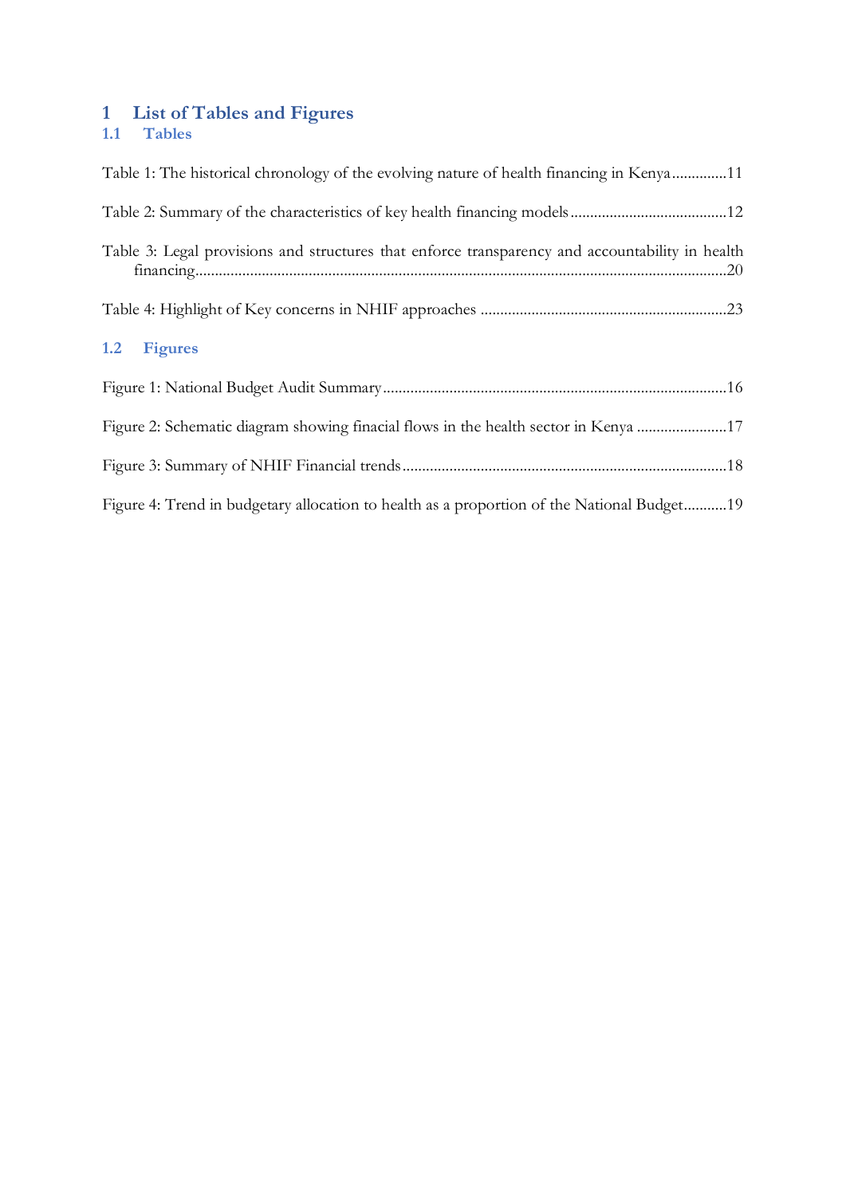# 1 List of Tables and Figures

## 1.1 Tables

Table 1: The historical chronology of the evolving nature of health financing in Kenya..............11

Table 2: Summary of the characteristics of key health financing models........................................12

Table 3: Legal provisions and structures that enforce transparency and accountability in health financing.......................................................................................................................................20

Table 4: Highlight of Key concerns in NHIF approaches ...............................................................23

## 1.2 Figures

Figure 1: National Budget Audit Summary........................................................................................16

Figure 2: Schematic diagram showing finacial flows in the health sector in Kenya .......................17

Figure 3: Summary of NHIF Financial trends...................................................................................18

Figure 4: Trend in budgetary allocation to health as a proportion of the National Budget...........19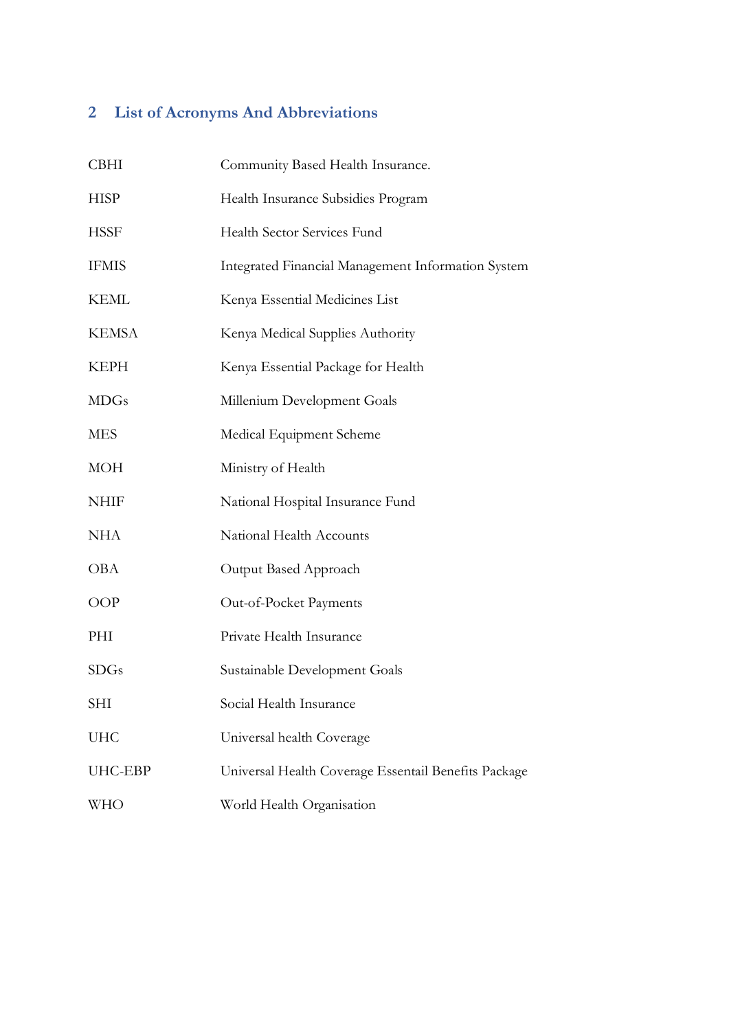## 2 List of Acronyms And Abbreviations

| | |
|---|---|
| CBHI | Community Based Health Insurance. |
| HISP | Health Insurance Subsidies Program |
| HSSF | Health Sector Services Fund |
| IFMIS | Integrated Financial Management Information System |
| KEML | Kenya Essential Medicines List |
| KEMSA | Kenya Medical Supplies Authority |
| KEPH | Kenya Essential Package for Health |
| MDGs | Millenium Development Goals |
| MES | Medical Equipment Scheme |
| MOH | Ministry of Health |
| NHIF | National Hospital Insurance Fund |
| NHA | National Health Accounts |
| OBA | Output Based Approach |
| OOP | Out-of-Pocket Payments |
| PHI | Private Health Insurance |
| SDGs | Sustainable Development Goals |
| SHI | Social Health Insurance |
| UHC | Universal health Coverage |
| UHC-EBP | Universal Health Coverage Essentail Benefits Package |
| WHO | World Health Organisation |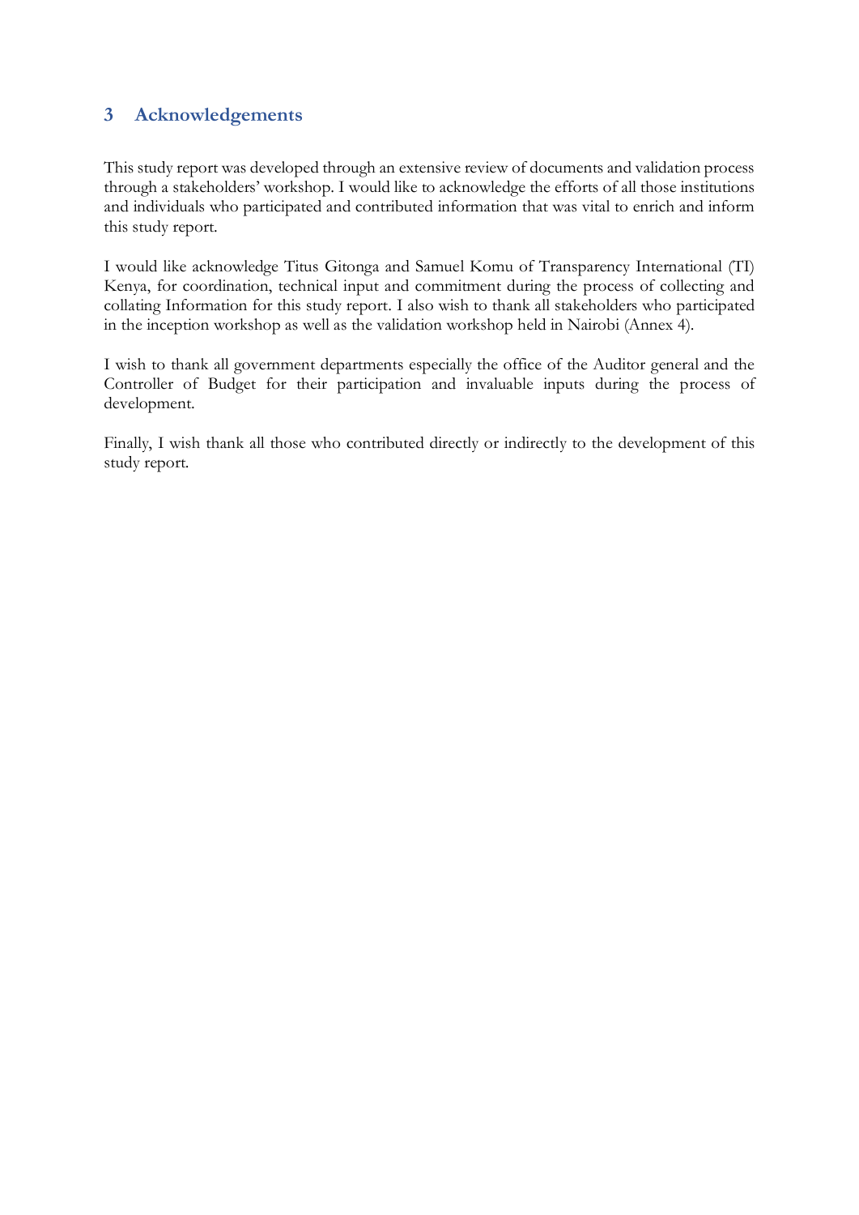## 3 Acknowledgements

This study report was developed through an extensive review of documents and validation process through a stakeholders' workshop. I would like to acknowledge the efforts of all those institutions and individuals who participated and contributed information that was vital to enrich and inform this study report.

I would like acknowledge Titus Gitonga and Samuel Komu of Transparency International (TI) Kenya, for coordination, technical input and commitment during the process of collecting and collating Information for this study report. I also wish to thank all stakeholders who participated in the inception workshop as well as the validation workshop held in Nairobi (Annex 4).

I wish to thank all government departments especially the office of the Auditor general and the Controller of Budget for their participation and invaluable inputs during the process of development.

Finally, I wish thank all those who contributed directly or indirectly to the development of this study report.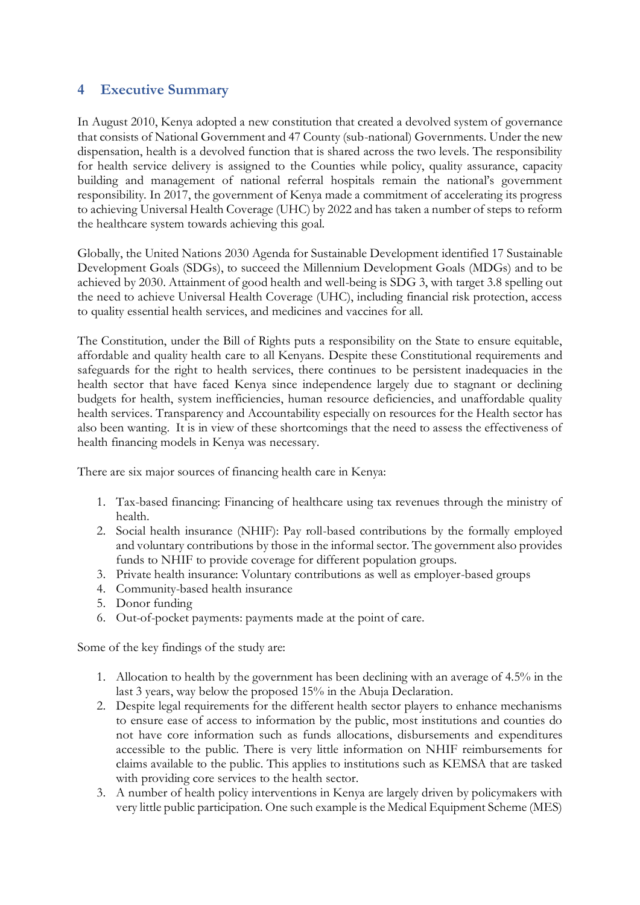# 4 Executive Summary

In August 2010, Kenya adopted a new constitution that created a devolved system of governance that consists of National Government and 47 County (sub-national) Governments. Under the new dispensation, health is a devolved function that is shared across the two levels. The responsibility for health service delivery is assigned to the Counties while policy, quality assurance, capacity building and management of national referral hospitals remain the national's government responsibility. In 2017, the government of Kenya made a commitment of accelerating its progress to achieving Universal Health Coverage (UHC) by 2022 and has taken a number of steps to reform the healthcare system towards achieving this goal.

Globally, the United Nations 2030 Agenda for Sustainable Development identified 17 Sustainable Development Goals (SDGs), to succeed the Millennium Development Goals (MDGs) and to be achieved by 2030. Attainment of good health and well-being is SDG 3, with target 3.8 spelling out the need to achieve Universal Health Coverage (UHC), including financial risk protection, access to quality essential health services, and medicines and vaccines for all.

The Constitution, under the Bill of Rights puts a responsibility on the State to ensure equitable, affordable and quality health care to all Kenyans. Despite these Constitutional requirements and safeguards for the right to health services, there continues to be persistent inadequacies in the health sector that have faced Kenya since independence largely due to stagnant or declining budgets for health, system inefficiencies, human resource deficiencies, and unaffordable quality health services. Transparency and Accountability especially on resources for the Health sector has also been wanting. It is in view of these shortcomings that the need to assess the effectiveness of health financing models in Kenya was necessary.

There are six major sources of financing health care in Kenya:

1. Tax-based financing: Financing of healthcare using tax revenues through the ministry of health.
2. Social health insurance (NHIF): Pay roll-based contributions by the formally employed and voluntary contributions by those in the informal sector. The government also provides funds to NHIF to provide coverage for different population groups.
3. Private health insurance: Voluntary contributions as well as employer-based groups
4. Community-based health insurance
5. Donor funding
6. Out-of-pocket payments: payments made at the point of care.

Some of the key findings of the study are:

1. Allocation to health by the government has been declining with an average of 4.5% in the last 3 years, way below the proposed 15% in the Abuja Declaration.
2. Despite legal requirements for the different health sector players to enhance mechanisms to ensure ease of access to information by the public, most institutions and counties do not have core information such as funds allocations, disbursements and expenditures accessible to the public. There is very little information on NHIF reimbursements for claims available to the public. This applies to institutions such as KEMSA that are tasked with providing core services to the health sector.
3. A number of health policy interventions in Kenya are largely driven by policymakers with very little public participation. One such example is the Medical Equipment Scheme (MES)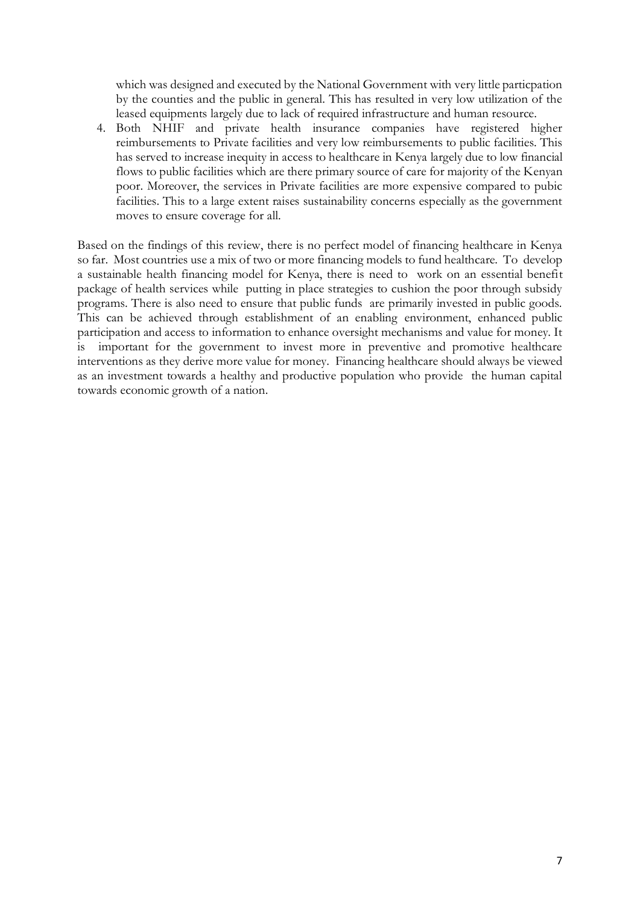which was designed and executed by the National Government with very little particpation by the counties and the public in general. This has resulted in very low utilization of the leased equipments largely due to lack of required infrastructure and human resource.

4. Both NHIF and private health insurance companies have registered higher reimbursements to Private facilities and very low reimbursements to public facilities. This has served to increase inequity in access to healthcare in Kenya largely due to low financial flows to public facilities which are there primary source of care for majority of the Kenyan poor. Moreover, the services in Private facilities are more expensive compared to pubic facilities. This to a large extent raises sustainability concerns especially as the government moves to ensure coverage for all.

Based on the findings of this review, there is no perfect model of financing healthcare in Kenya so far. Most countries use a mix of two or more financing models to fund healthcare. To develop a sustainable health financing model for Kenya, there is need to work on an essential benefit package of health services while putting in place strategies to cushion the poor through subsidy programs. There is also need to ensure that public funds are primarily invested in public goods. This can be achieved through establishment of an enabling environment, enhanced public participation and access to information to enhance oversight mechanisms and value for money. It is important for the government to invest more in preventive and promotive healthcare interventions as they derive more value for money. Financing healthcare should always be viewed as an investment towards a healthy and productive population who provide the human capital towards economic growth of a nation.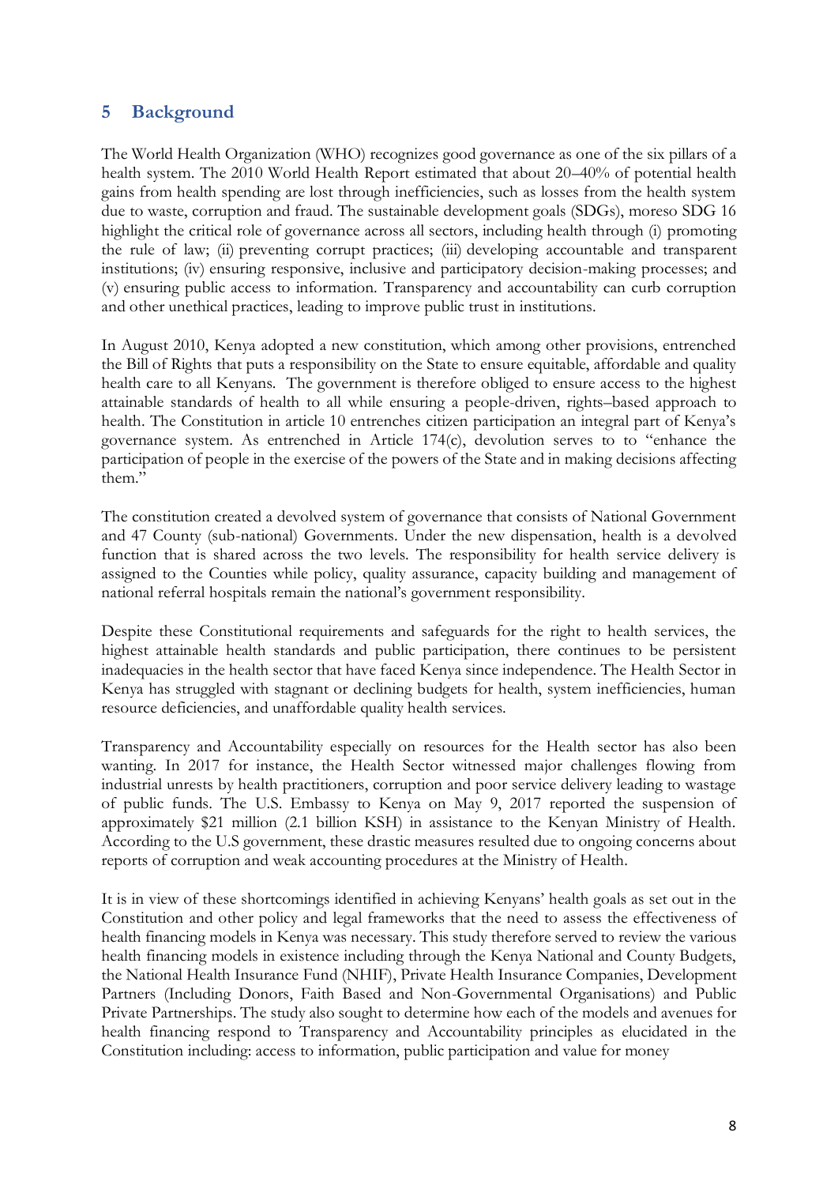# 5 Background

The World Health Organization (WHO) recognizes good governance as one of the six pillars of a health system. The 2010 World Health Report estimated that about 20–40% of potential health gains from health spending are lost through inefficiencies, such as losses from the health system due to waste, corruption and fraud. The sustainable development goals (SDGs), moreso SDG 16 highlight the critical role of governance across all sectors, including health through (i) promoting the rule of law; (ii) preventing corrupt practices; (iii) developing accountable and transparent institutions; (iv) ensuring responsive, inclusive and participatory decision-making processes; and (v) ensuring public access to information. Transparency and accountability can curb corruption and other unethical practices, leading to improve public trust in institutions.

In August 2010, Kenya adopted a new constitution, which among other provisions, entrenched the Bill of Rights that puts a responsibility on the State to ensure equitable, affordable and quality health care to all Kenyans. The government is therefore obliged to ensure access to the highest attainable standards of health to all while ensuring a people-driven, rights–based approach to health. The Constitution in article 10 entrenches citizen participation an integral part of Kenya's governance system. As entrenched in Article 174(c), devolution serves to to "enhance the participation of people in the exercise of the powers of the State and in making decisions affecting them."

The constitution created a devolved system of governance that consists of National Government and 47 County (sub-national) Governments. Under the new dispensation, health is a devolved function that is shared across the two levels. The responsibility for health service delivery is assigned to the Counties while policy, quality assurance, capacity building and management of national referral hospitals remain the national's government responsibility.

Despite these Constitutional requirements and safeguards for the right to health services, the highest attainable health standards and public participation, there continues to be persistent inadequacies in the health sector that have faced Kenya since independence. The Health Sector in Kenya has struggled with stagnant or declining budgets for health, system inefficiencies, human resource deficiencies, and unaffordable quality health services.

Transparency and Accountability especially on resources for the Health sector has also been wanting. In 2017 for instance, the Health Sector witnessed major challenges flowing from industrial unrests by health practitioners, corruption and poor service delivery leading to wastage of public funds. The U.S. Embassy to Kenya on May 9, 2017 reported the suspension of approximately $21 million (2.1 billion KSH) in assistance to the Kenyan Ministry of Health. According to the U.S government, these drastic measures resulted due to ongoing concerns about reports of corruption and weak accounting procedures at the Ministry of Health.

It is in view of these shortcomings identified in achieving Kenyans' health goals as set out in the Constitution and other policy and legal frameworks that the need to assess the effectiveness of health financing models in Kenya was necessary. This study therefore served to review the various health financing models in existence including through the Kenya National and County Budgets, the National Health Insurance Fund (NHIF), Private Health Insurance Companies, Development Partners (Including Donors, Faith Based and Non-Governmental Organisations) and Public Private Partnerships. The study also sought to determine how each of the models and avenues for health financing respond to Transparency and Accountability principles as elucidated in the Constitution including: access to information, public participation and value for money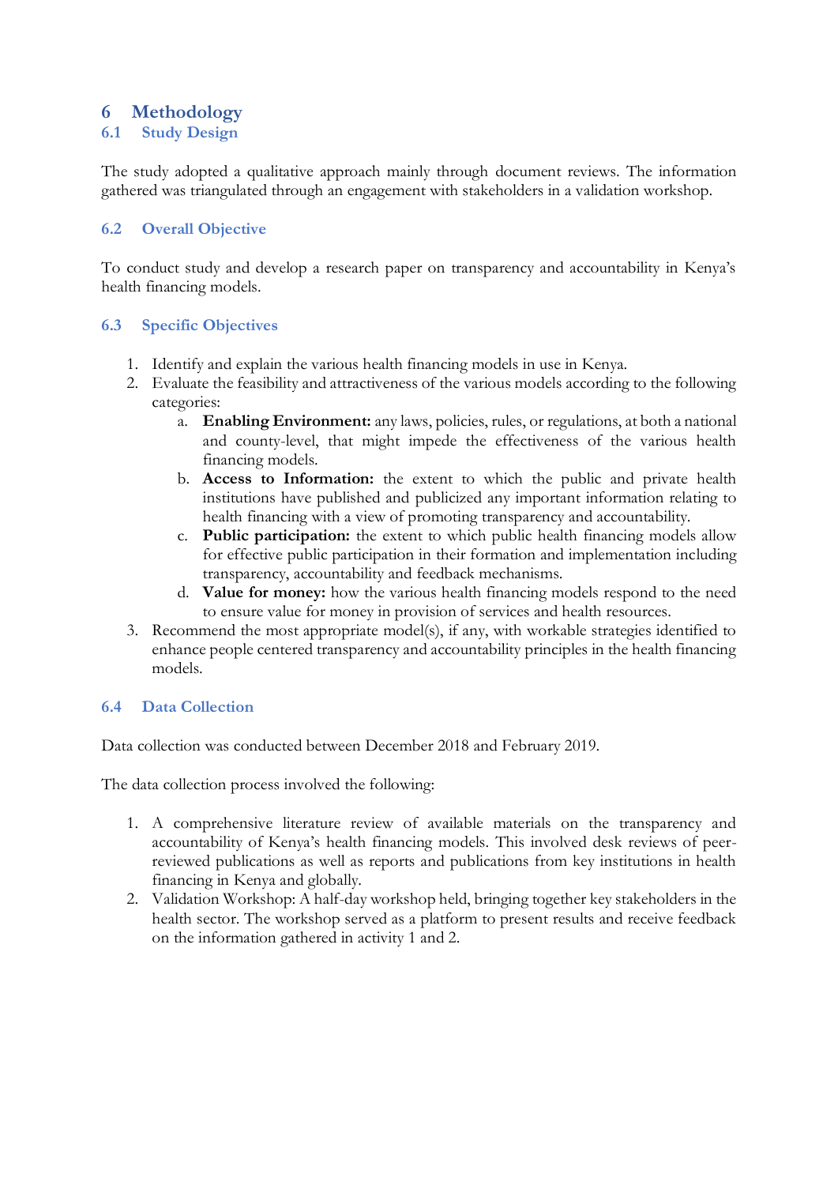# 6 Methodology

## 6.1 Study Design

The study adopted a qualitative approach mainly through document reviews. The information gathered was triangulated through an engagement with stakeholders in a validation workshop.

## 6.2 Overall Objective

To conduct study and develop a research paper on transparency and accountability in Kenya's health financing models.

## 6.3 Specific Objectives

1. Identify and explain the various health financing models in use in Kenya.
2. Evaluate the feasibility and attractiveness of the various models according to the following categories:
   a. **Enabling Environment:** any laws, policies, rules, or regulations, at both a national and county-level, that might impede the effectiveness of the various health financing models.
   b. **Access to Information:** the extent to which the public and private health institutions have published and publicized any important information relating to health financing with a view of promoting transparency and accountability.
   c. **Public participation:** the extent to which public health financing models allow for effective public participation in their formation and implementation including transparency, accountability and feedback mechanisms.
   d. **Value for money:** how the various health financing models respond to the need to ensure value for money in provision of services and health resources.
3. Recommend the most appropriate model(s), if any, with workable strategies identified to enhance people centered transparency and accountability principles in the health financing models.

## 6.4 Data Collection

Data collection was conducted between December 2018 and February 2019.

The data collection process involved the following:

1. A comprehensive literature review of available materials on the transparency and accountability of Kenya's health financing models. This involved desk reviews of peer-reviewed publications as well as reports and publications from key institutions in health financing in Kenya and globally.
2. Validation Workshop: A half-day workshop held, bringing together key stakeholders in the health sector. The workshop served as a platform to present results and receive feedback on the information gathered in activity 1 and 2.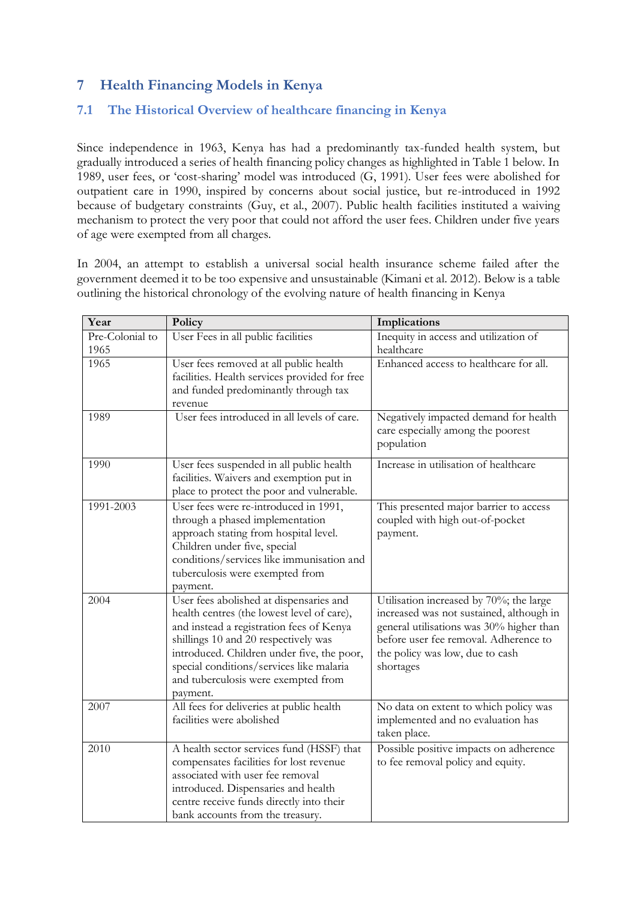# 7 Health Financing Models in Kenya

## 7.1 The Historical Overview of healthcare financing in Kenya

Since independence in 1963, Kenya has had a predominantly tax-funded health system, but gradually introduced a series of health financing policy changes as highlighted in Table 1 below. In 1989, user fees, or 'cost-sharing' model was introduced (G, 1991). User fees were abolished for outpatient care in 1990, inspired by concerns about social justice, but re-introduced in 1992 because of budgetary constraints (Guy, et al., 2007). Public health facilities instituted a waiving mechanism to protect the very poor that could not afford the user fees. Children under five years of age were exempted from all charges.

In 2004, an attempt to establish a universal social health insurance scheme failed after the government deemed it to be too expensive and unsustainable (Kimani et al. 2012). Below is a table outlining the historical chronology of the evolving nature of health financing in Kenya

| Year | Policy | Implications |
|---|---|---|
| Pre-Colonial to 1965 | User Fees in all public facilities | Inequity in access and utilization of healthcare |
| 1965 | User fees removed at all public health facilities. Health services provided for free and funded predominantly through tax revenue | Enhanced access to healthcare for all. |
| 1989 | User fees introduced in all levels of care. | Negatively impacted demand for health care especially among the poorest population |
| 1990 | User fees suspended in all public health facilities. Waivers and exemption put in place to protect the poor and vulnerable. | Increase in utilisation of healthcare |
| 1991-2003 | User fees were re-introduced in 1991, through a phased implementation approach stating from hospital level. Children under five, special conditions/services like immunisation and tuberculosis were exempted from payment. | This presented major barrier to access coupled with high out-of-pocket payment. |
| 2004 | User fees abolished at dispensaries and health centres (the lowest level of care), and instead a registration fees of Kenya shillings 10 and 20 respectively was introduced. Children under five, the poor, special conditions/services like malaria and tuberculosis were exempted from payment. | Utilisation increased by 70%; the large increased was not sustained, although in general utilisations was 30% higher than before user fee removal. Adherence to the policy was low, due to cash shortages |
| 2007 | All fees for deliveries at public health facilities were abolished | No data on extent to which policy was implemented and no evaluation has taken place. |
| 2010 | A health sector services fund (HSSF) that compensates facilities for lost revenue associated with user fee removal introduced. Dispensaries and health centre receive funds directly into their bank accounts from the treasury. | Possible positive impacts on adherence to fee removal policy and equity. |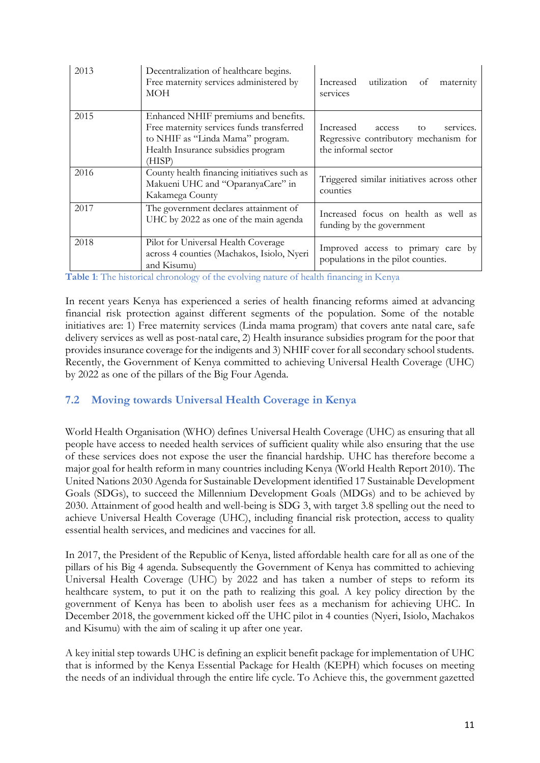| | | |
|---|---|---|
| 2013 | Decentralization of healthcare begins. Free maternity services administered by MOH | Increased utilization of maternity services |
| 2015 | Enhanced NHIF premiums and benefits. Free maternity services funds transferred to NHIF as "Linda Mama" program. Health Insurance subsidies program (HISP) | Increased access to services. Regressive contributory mechanism for the informal sector |
| 2016 | County health financing initiatives such as Makueni UHC and "OparanyaCare" in Kakamega County | Triggered similar initiatives across other counties |
| 2017 | The government declares attainment of UHC by 2022 as one of the main agenda | Increased focus on health as well as funding by the government |
| 2018 | Pilot for Universal Health Coverage across 4 counties (Machakos, Isiolo, Nyeri and Kisumu) | Improved access to primary care by populations in the pilot counties. |

**Table 1**: The historical chronology of the evolving nature of health financing in Kenya

In recent years Kenya has experienced a series of health financing reforms aimed at advancing financial risk protection against different segments of the population. Some of the notable initiatives are: 1) Free maternity services (Linda mama program) that covers ante natal care, safe delivery services as well as post-natal care, 2) Health insurance subsidies program for the poor that provides insurance coverage for the indigents and 3) NHIF cover for all secondary school students. Recently, the Government of Kenya committed to achieving Universal Health Coverage (UHC) by 2022 as one of the pillars of the Big Four Agenda.

## 7.2 Moving towards Universal Health Coverage in Kenya

World Health Organisation (WHO) defines Universal Health Coverage (UHC) as ensuring that all people have access to needed health services of sufficient quality while also ensuring that the use of these services does not expose the user the financial hardship. UHC has therefore become a major goal for health reform in many countries including Kenya (World Health Report 2010). The United Nations 2030 Agenda for Sustainable Development identified 17 Sustainable Development Goals (SDGs), to succeed the Millennium Development Goals (MDGs) and to be achieved by 2030. Attainment of good health and well-being is SDG 3, with target 3.8 spelling out the need to achieve Universal Health Coverage (UHC), including financial risk protection, access to quality essential health services, and medicines and vaccines for all.

In 2017, the President of the Republic of Kenya, listed affordable health care for all as one of the pillars of his Big 4 agenda. Subsequently the Government of Kenya has committed to achieving Universal Health Coverage (UHC) by 2022 and has taken a number of steps to reform its healthcare system, to put it on the path to realizing this goal. A key policy direction by the government of Kenya has been to abolish user fees as a mechanism for achieving UHC. In December 2018, the government kicked off the UHC pilot in 4 counties (Nyeri, Isiolo, Machakos and Kisumu) with the aim of scaling it up after one year.

A key initial step towards UHC is defining an explicit benefit package for implementation of UHC that is informed by the Kenya Essential Package for Health (KEPH) which focuses on meeting the needs of an individual through the entire life cycle. To Achieve this, the government gazetted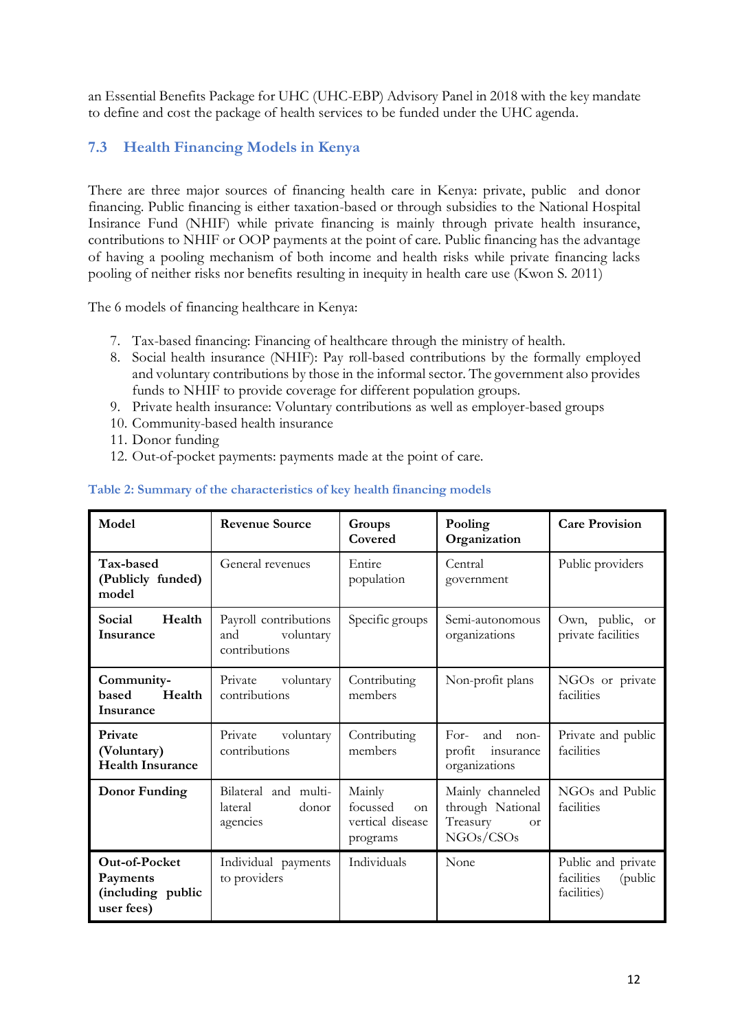an Essential Benefits Package for UHC (UHC-EBP) Advisory Panel in 2018 with the key mandate to define and cost the package of health services to be funded under the UHC agenda.

## 7.3 Health Financing Models in Kenya

There are three major sources of financing health care in Kenya: private, public and donor financing. Public financing is either taxation-based or through subsidies to the National Hospital Insirance Fund (NHIF) while private financing is mainly through private health insurance, contributions to NHIF or OOP payments at the point of care. Public financing has the advantage of having a pooling mechanism of both income and health risks while private financing lacks pooling of neither risks nor benefits resulting in inequity in health care use (Kwon S. 2011)

The 6 models of financing healthcare in Kenya:

7. Tax-based financing: Financing of healthcare through the ministry of health.
8. Social health insurance (NHIF): Pay roll-based contributions by the formally employed and voluntary contributions by those in the informal sector. The government also provides funds to NHIF to provide coverage for different population groups.
9. Private health insurance: Voluntary contributions as well as employer-based groups
10. Community-based health insurance
11. Donor funding
12. Out-of-pocket payments: payments made at the point of care.

**Table 2: Summary of the characteristics of key health financing models**

| Model | Revenue Source | Groups Covered | Pooling Organization | Care Provision |
|---|---|---|---|---|
| **Tax-based (Publicly funded) model** | General revenues | Entire population | Central government | Public providers |
| **Social Health Insurance** | Payroll contributions and voluntary contributions | Specific groups | Semi-autonomous organizations | Own, public, or private facilities |
| **Community-based Health Insurance** | Private voluntary contributions | Contributing members | Non-profit plans | NGOs or private facilities |
| **Private (Voluntary) Health Insurance** | Private voluntary contributions | Contributing members | For- and non-profit insurance organizations | Private and public facilities |
| **Donor Funding** | Bilateral and multi-lateral donor agencies | Mainly focussed on vertical disease programs | Mainly channeled through National Treasury or NGOs/CSOs | NGOs and Public facilities |
| **Out-of-Pocket Payments (including public user fees)** | Individual payments to providers | Individuals | None | Public and private facilities (public facilities) |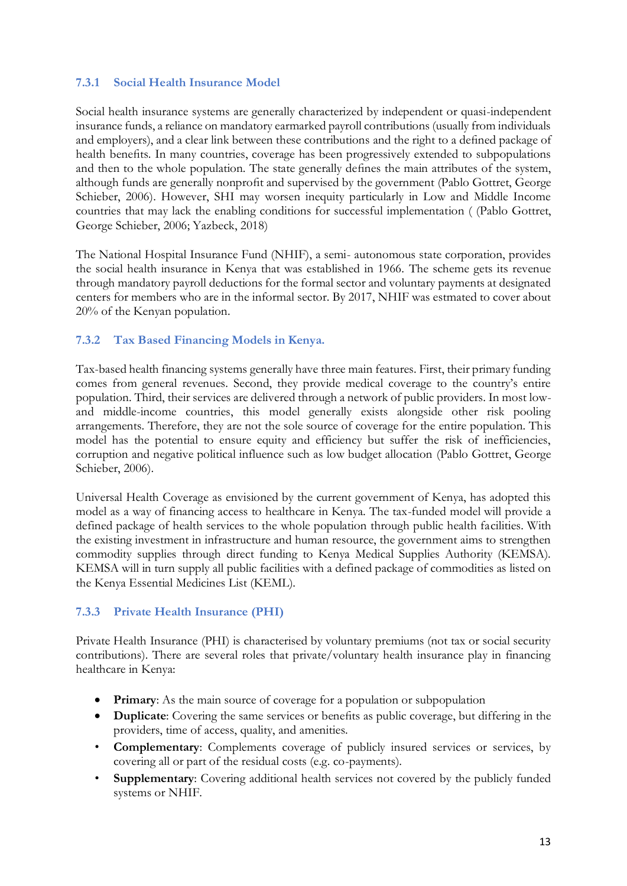### 7.3.1 Social Health Insurance Model

Social health insurance systems are generally characterized by independent or quasi-independent insurance funds, a reliance on mandatory earmarked payroll contributions (usually from individuals and employers), and a clear link between these contributions and the right to a defined package of health benefits. In many countries, coverage has been progressively extended to subpopulations and then to the whole population. The state generally defines the main attributes of the system, although funds are generally nonprofit and supervised by the government (Pablo Gottret, George Schieber, 2006). However, SHI may worsen inequity particularly in Low and Middle Income countries that may lack the enabling conditions for successful implementation ( (Pablo Gottret, George Schieber, 2006; Yazbeck, 2018)

The National Hospital Insurance Fund (NHIF), a semi- autonomous state corporation, provides the social health insurance in Kenya that was established in 1966. The scheme gets its revenue through mandatory payroll deductions for the formal sector and voluntary payments at designated centers for members who are in the informal sector. By 2017, NHIF was estmated to cover about 20% of the Kenyan population.

### 7.3.2 Tax Based Financing Models in Kenya.

Tax-based health financing systems generally have three main features. First, their primary funding comes from general revenues. Second, they provide medical coverage to the country's entire population. Third, their services are delivered through a network of public providers. In most low- and middle-income countries, this model generally exists alongside other risk pooling arrangements. Therefore, they are not the sole source of coverage for the entire population. This model has the potential to ensure equity and efficiency but suffer the risk of inefficiencies, corruption and negative political influence such as low budget allocation (Pablo Gottret, George Schieber, 2006).

Universal Health Coverage as envisioned by the current government of Kenya, has adopted this model as a way of financing access to healthcare in Kenya. The tax-funded model will provide a defined package of health services to the whole population through public health facilities. With the existing investment in infrastructure and human resource, the government aims to strengthen commodity supplies through direct funding to Kenya Medical Supplies Authority (KEMSA). KEMSA will in turn supply all public facilities with a defined package of commodities as listed on the Kenya Essential Medicines List (KEML).

### 7.3.3 Private Health Insurance (PHI)

Private Health Insurance (PHI) is characterised by voluntary premiums (not tax or social security contributions). There are several roles that private/voluntary health insurance play in financing healthcare in Kenya:

- **Primary**: As the main source of coverage for a population or subpopulation
- **Duplicate**: Covering the same services or benefits as public coverage, but differing in the providers, time of access, quality, and amenities.
- **Complementary**: Complements coverage of publicly insured services or services, by covering all or part of the residual costs (e.g. co-payments).
- **Supplementary**: Covering additional health services not covered by the publicly funded systems or NHIF.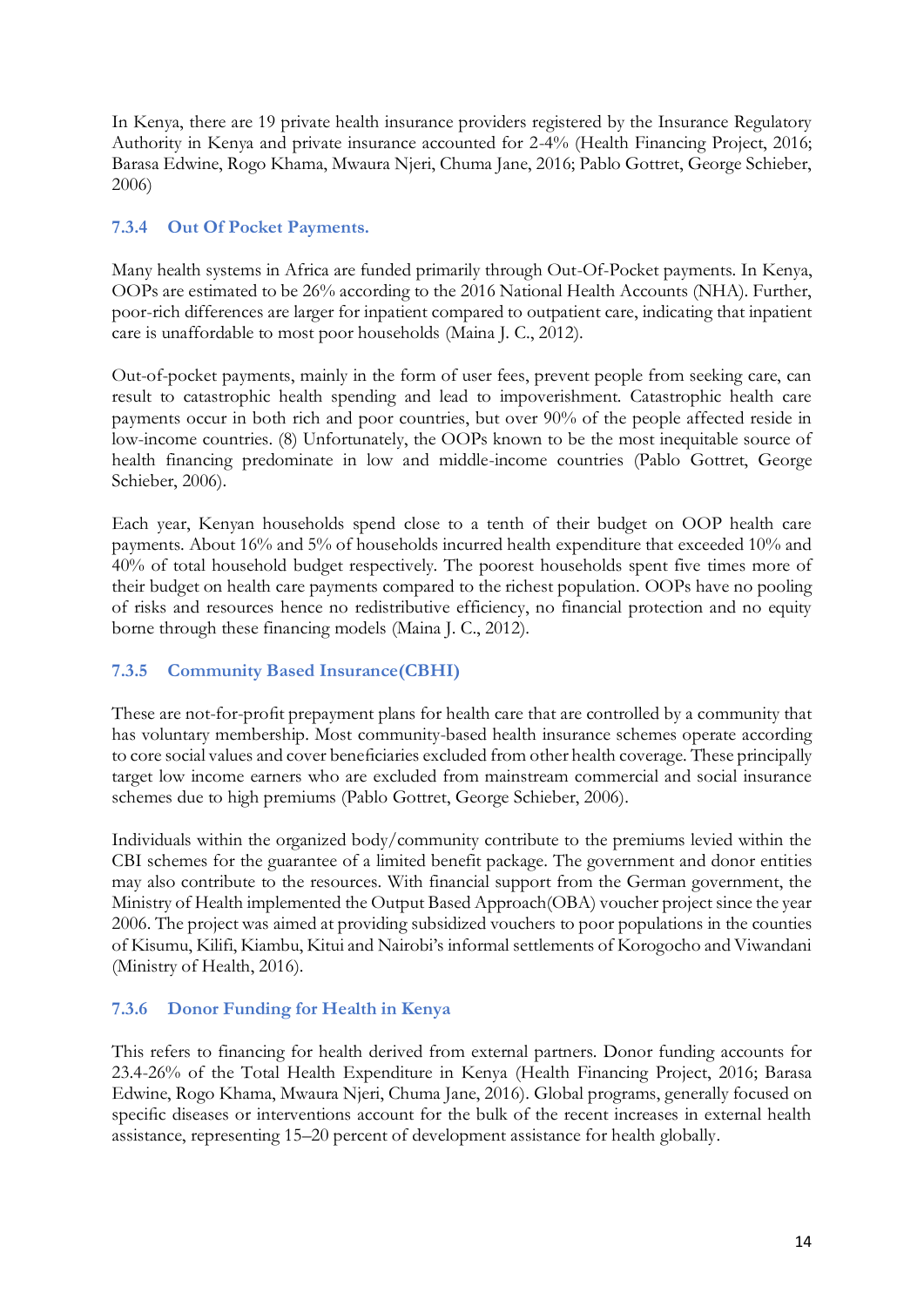In Kenya, there are 19 private health insurance providers registered by the Insurance Regulatory Authority in Kenya and private insurance accounted for 2-4% (Health Financing Project, 2016; Barasa Edwine, Rogo Khama, Mwaura Njeri, Chuma Jane, 2016; Pablo Gottret, George Schieber, 2006)

### 7.3.4 Out Of Pocket Payments.

Many health systems in Africa are funded primarily through Out-Of-Pocket payments. In Kenya, OOPs are estimated to be 26% according to the 2016 National Health Accounts (NHA). Further, poor-rich differences are larger for inpatient compared to outpatient care, indicating that inpatient care is unaffordable to most poor households (Maina J. C., 2012).

Out-of-pocket payments, mainly in the form of user fees, prevent people from seeking care, can result to catastrophic health spending and lead to impoverishment. Catastrophic health care payments occur in both rich and poor countries, but over 90% of the people affected reside in low-income countries. (8) Unfortunately, the OOPs known to be the most inequitable source of health financing predominate in low and middle-income countries (Pablo Gottret, George Schieber, 2006).

Each year, Kenyan households spend close to a tenth of their budget on OOP health care payments. About 16% and 5% of households incurred health expenditure that exceeded 10% and 40% of total household budget respectively. The poorest households spent five times more of their budget on health care payments compared to the richest population. OOPs have no pooling of risks and resources hence no redistributive efficiency, no financial protection and no equity borne through these financing models (Maina J. C., 2012).

### 7.3.5 Community Based Insurance(CBHI)

These are not-for-profit prepayment plans for health care that are controlled by a community that has voluntary membership. Most community-based health insurance schemes operate according to core social values and cover beneficiaries excluded from other health coverage. These principally target low income earners who are excluded from mainstream commercial and social insurance schemes due to high premiums (Pablo Gottret, George Schieber, 2006).

Individuals within the organized body/community contribute to the premiums levied within the CBI schemes for the guarantee of a limited benefit package. The government and donor entities may also contribute to the resources. With financial support from the German government, the Ministry of Health implemented the Output Based Approach(OBA) voucher project since the year 2006. The project was aimed at providing subsidized vouchers to poor populations in the counties of Kisumu, Kilifi, Kiambu, Kitui and Nairobi's informal settlements of Korogocho and Viwandani (Ministry of Health, 2016).

### 7.3.6 Donor Funding for Health in Kenya

This refers to financing for health derived from external partners. Donor funding accounts for 23.4-26% of the Total Health Expenditure in Kenya (Health Financing Project, 2016; Barasa Edwine, Rogo Khama, Mwaura Njeri, Chuma Jane, 2016). Global programs, generally focused on specific diseases or interventions account for the bulk of the recent increases in external health assistance, representing 15–20 percent of development assistance for health globally.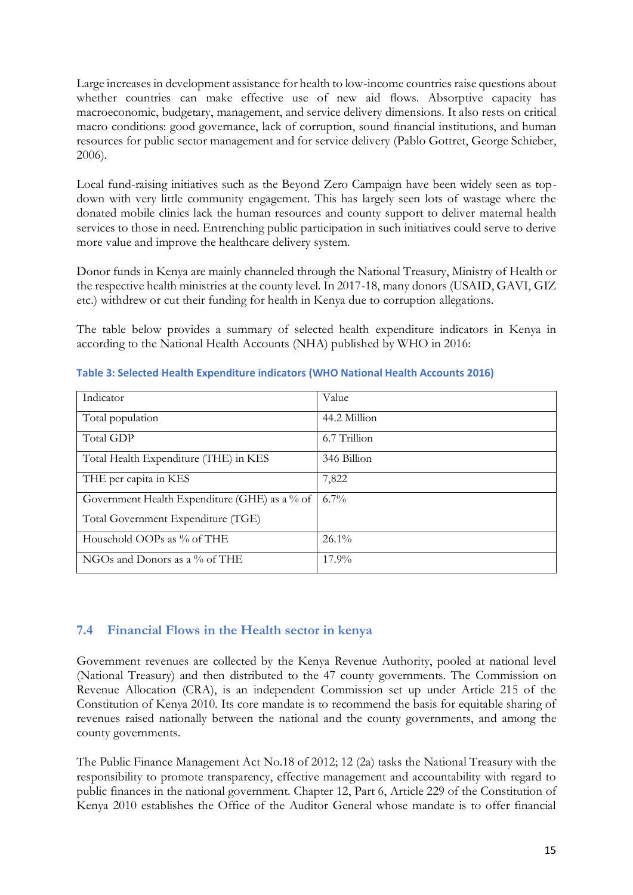Large increases in development assistance for health to low-income countries raise questions about whether countries can make effective use of new aid flows. Absorptive capacity has macroeconomic, budgetary, management, and service delivery dimensions. It also rests on critical macro conditions: good governance, lack of corruption, sound financial institutions, and human resources for public sector management and for service delivery (Pablo Gottret, George Schieber, 2006).

Local fund-raising initiatives such as the Beyond Zero Campaign have been widely seen as top-down with very little community engagement. This has largely seen lots of wastage where the donated mobile clinics lack the human resources and county support to deliver maternal health services to those in need. Entrenching public participation in such initiatives could serve to derive more value and improve the healthcare delivery system.

Donor funds in Kenya are mainly channeled through the National Treasury, Ministry of Health or the respective health ministries at the county level. In 2017-18, many donors (USAID, GAVI, GIZ etc.) withdrew or cut their funding for health in Kenya due to corruption allegations.

The table below provides a summary of selected health expenditure indicators in Kenya in according to the National Health Accounts (NHA) published by WHO in 2016:

**Table 3: Selected Health Expenditure indicators (WHO National Health Accounts 2016)**

| Indicator | Value |
|---|---|
| Total population | 44.2 Million |
| Total GDP | 6.7 Trillion |
| Total Health Expenditure (THE) in KES | 346 Billion |
| THE per capita in KES | 7,822 |
| Government Health Expenditure (GHE) as a % of Total Government Expenditure (TGE) | 6.7% |
| Household OOPs as % of THE | 26.1% |
| NGOs and Donors as a % of THE | 17.9% |

## 7.4 Financial Flows in the Health sector in kenya

Government revenues are collected by the Kenya Revenue Authority, pooled at national level (National Treasury) and then distributed to the 47 county governments. The Commission on Revenue Allocation (CRA), is an independent Commission set up under Article 215 of the Constitution of Kenya 2010. Its core mandate is to recommend the basis for equitable sharing of revenues raised nationally between the national and the county governments, and among the county governments.

The Public Finance Management Act No.18 of 2012; 12 (2a) tasks the National Treasury with the responsibility to promote transparency, effective management and accountability with regard to public finances in the national government. Chapter 12, Part 6, Article 229 of the Constitution of Kenya 2010 establishes the Office of the Auditor General whose mandate is to offer financial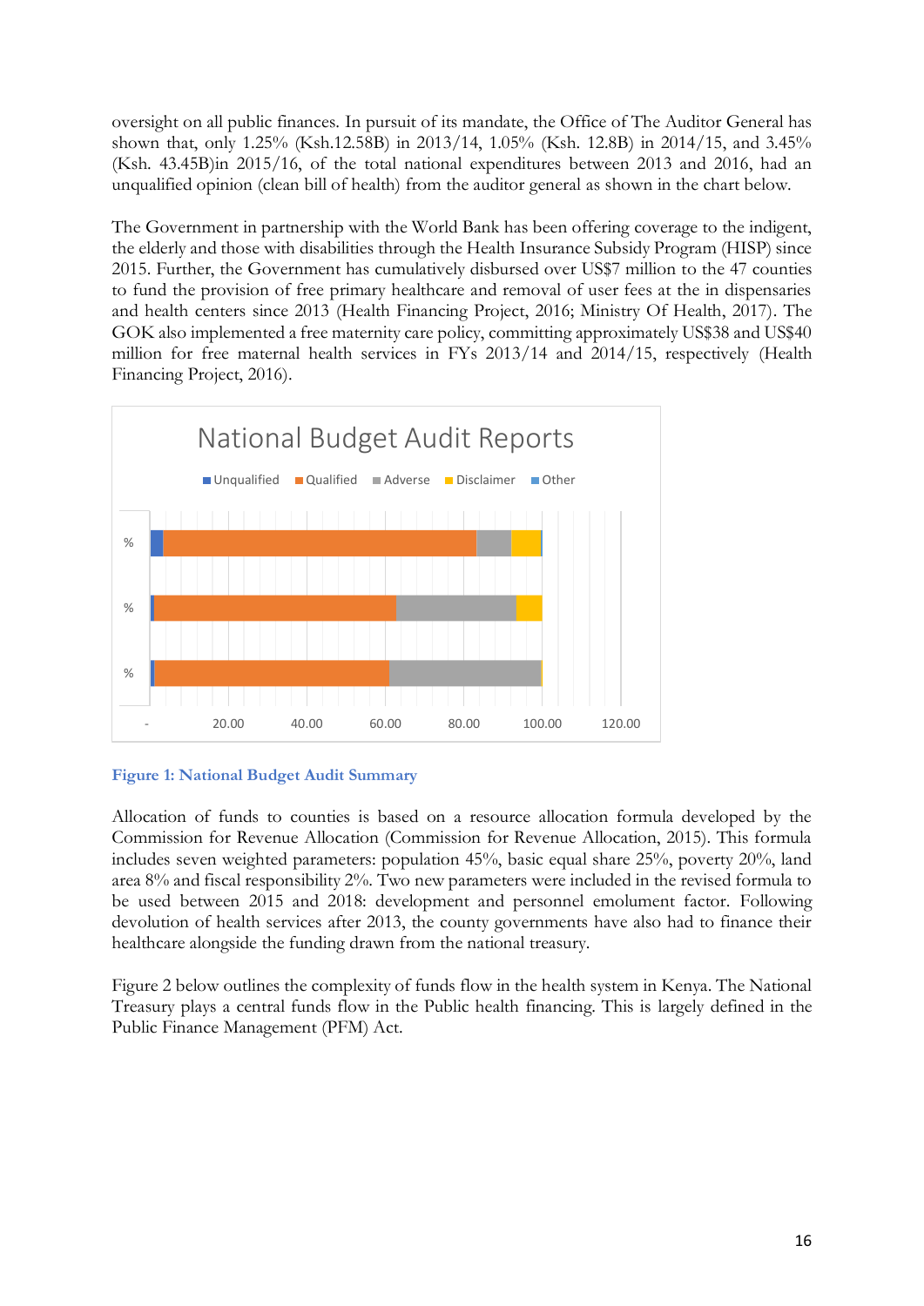oversight on all public finances. In pursuit of its mandate, the Office of The Auditor General has shown that, only 1.25% (Ksh.12.58B) in 2013/14, 1.05% (Ksh. 12.8B) in 2014/15, and 3.45% (Ksh. 43.45B)in 2015/16, of the total national expenditures between 2013 and 2016, had an unqualified opinion (clean bill of health) from the auditor general as shown in the chart below.

The Government in partnership with the World Bank has been offering coverage to the indigent, the elderly and those with disabilities through the Health Insurance Subsidy Program (HISP) since 2015. Further, the Government has cumulatively disbursed over US$7 million to the 47 counties to fund the provision of free primary healthcare and removal of user fees at the in dispensaries and health centers since 2013 (Health Financing Project, 2016; Ministry Of Health, 2017). The GOK also implemented a free maternity care policy, committing approximately US$38 and US$40 million for free maternal health services in FYs 2013/14 and 2014/15, respectively (Health Financing Project, 2016).

National Budget Audit Reports

Unqualified | Qualified | Adverse | Disclaimer | Other

% | % | %

- | 20.00 | 40.00 | 60.00 | 80.00 | 100.00 | 120.00

**Figure 1: National Budget Audit Summary**

Allocation of funds to counties is based on a resource allocation formula developed by the Commission for Revenue Allocation (Commission for Revenue Allocation, 2015). This formula includes seven weighted parameters: population 45%, basic equal share 25%, poverty 20%, land area 8% and fiscal responsibility 2%. Two new parameters were included in the revised formula to be used between 2015 and 2018: development and personnel emolument factor. Following devolution of health services after 2013, the county governments have also had to finance their healthcare alongside the funding drawn from the national treasury.

Figure 2 below outlines the complexity of funds flow in the health system in Kenya. The National Treasury plays a central funds flow in the Public health financing. This is largely defined in the Public Finance Management (PFM) Act.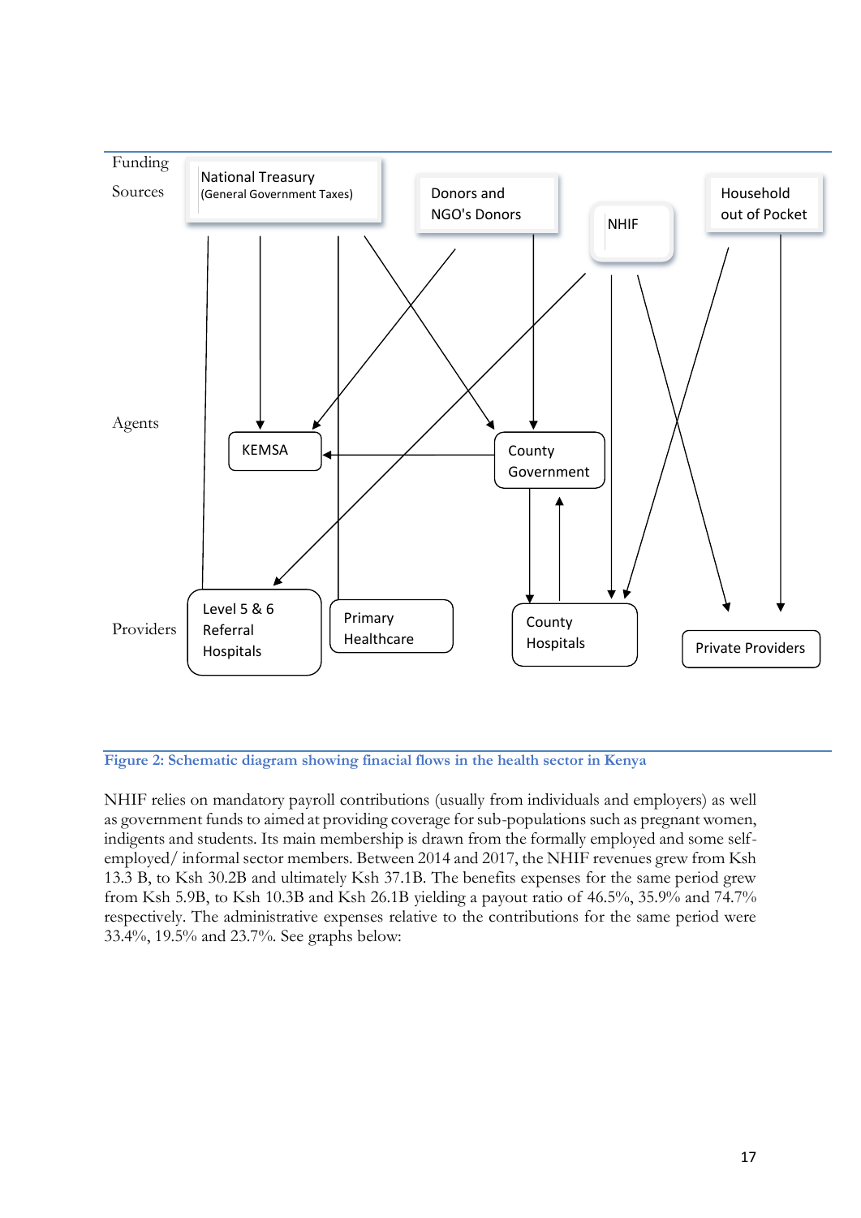Figure 2: Schematic diagram showing finacial flows in the health sector in Kenya

NHIF relies on mandatory payroll contributions (usually from individuals and employers) as well as government funds to aimed at providing coverage for sub-populations such as pregnant women, indigents and students. Its main membership is drawn from the formally employed and some self-employed/ informal sector members. Between 2014 and 2017, the NHIF revenues grew from Ksh 13.3 B, to Ksh 30.2B and ultimately Ksh 37.1B. The benefits expenses for the same period grew from Ksh 5.9B, to Ksh 10.3B and Ksh 26.1B yielding a payout ratio of 46.5%, 35.9% and 74.7% respectively. The administrative expenses relative to the contributions for the same period were 33.4%, 19.5% and 23.7%. See graphs below: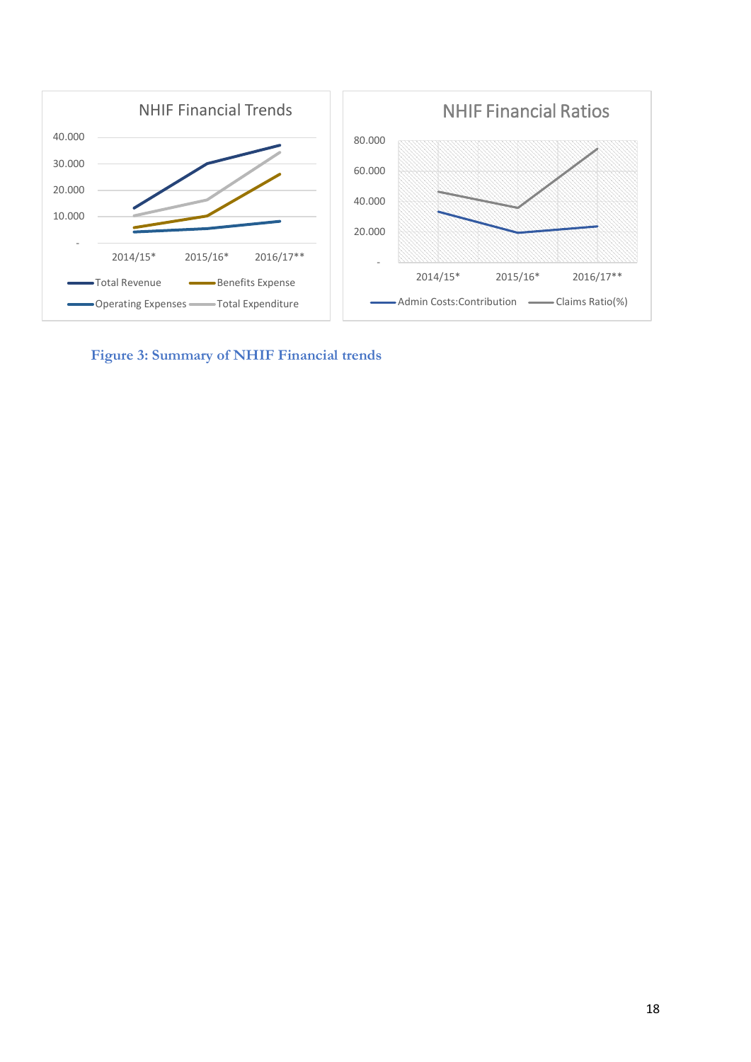**Figure 3: Summary of NHIF Financial trends**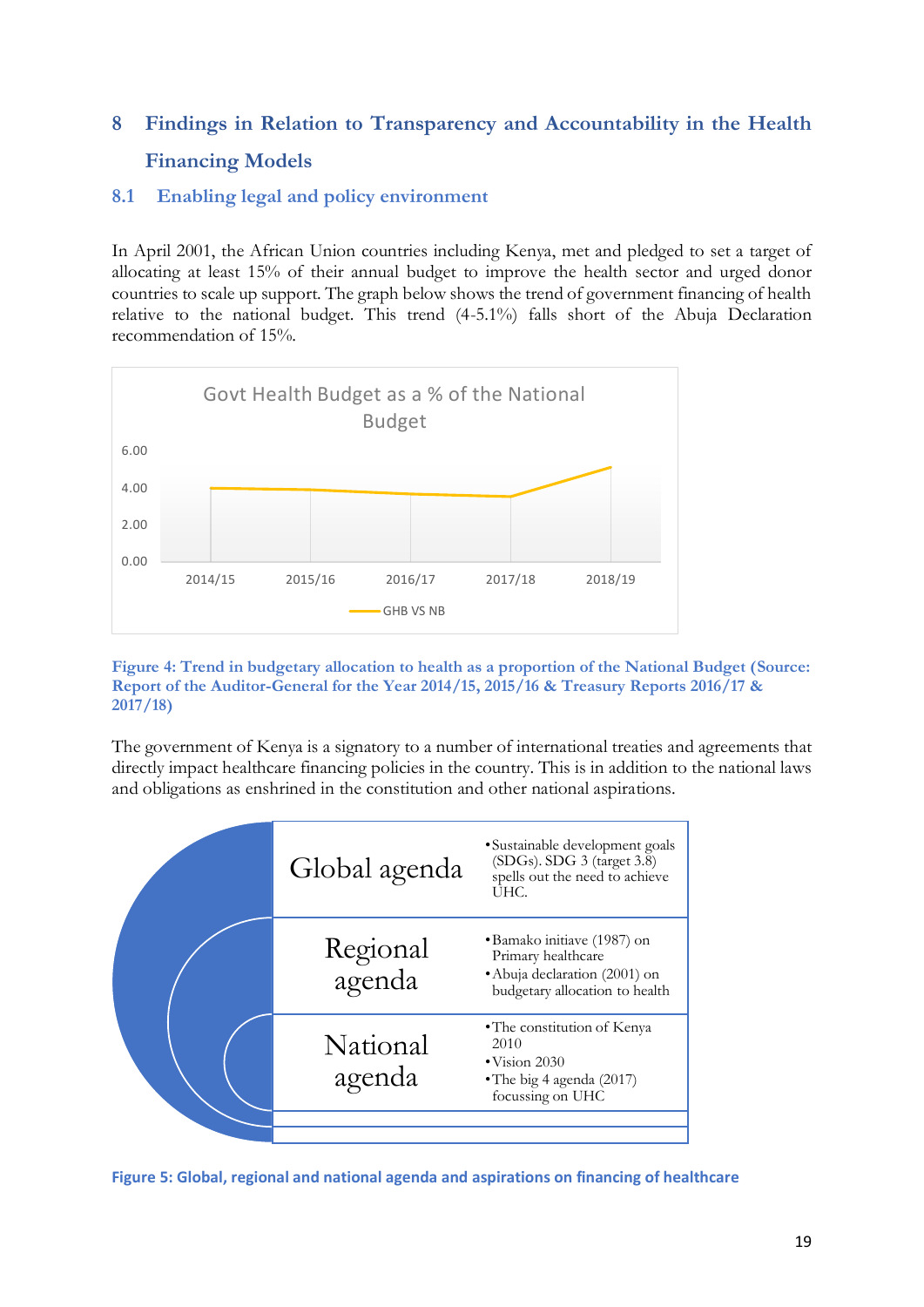## 8 Findings in Relation to Transparency and Accountability in the Health Financing Models

### 8.1 Enabling legal and policy environment

In April 2001, the African Union countries including Kenya, met and pledged to set a target of allocating at least 15% of their annual budget to improve the health sector and urged donor countries to scale up support. The graph below shows the trend of government financing of health relative to the national budget. This trend (4-5.1%) falls short of the Abuja Declaration recommendation of 15%.

Figure 4: Trend in budgetary allocation to health as a proportion of the National Budget (Source: Report of the Auditor-General for the Year 2014/15, 2015/16 & Treasury Reports 2016/17 & 2017/18)

The government of Kenya is a signatory to a number of international treaties and agreements that directly impact healthcare financing policies in the country. This is in addition to the national laws and obligations as enshrined in the constitution and other national aspirations.

| | |
|---|---|
| Global agenda | • Sustainable development goals (SDGs). SDG 3 (target 3.8) spells out the need to achieve UHC. |
| Regional agenda | • Bamako initiave (1987) on Primary healthcare<br>• Abuja declaration (2001) on budgetary allocation to health |
| National agenda | • The constitution of Kenya 2010<br>• Vision 2030<br>• The big 4 agenda (2017) focussing on UHC |

Figure 5: Global, regional and national agenda and aspirations on financing of healthcare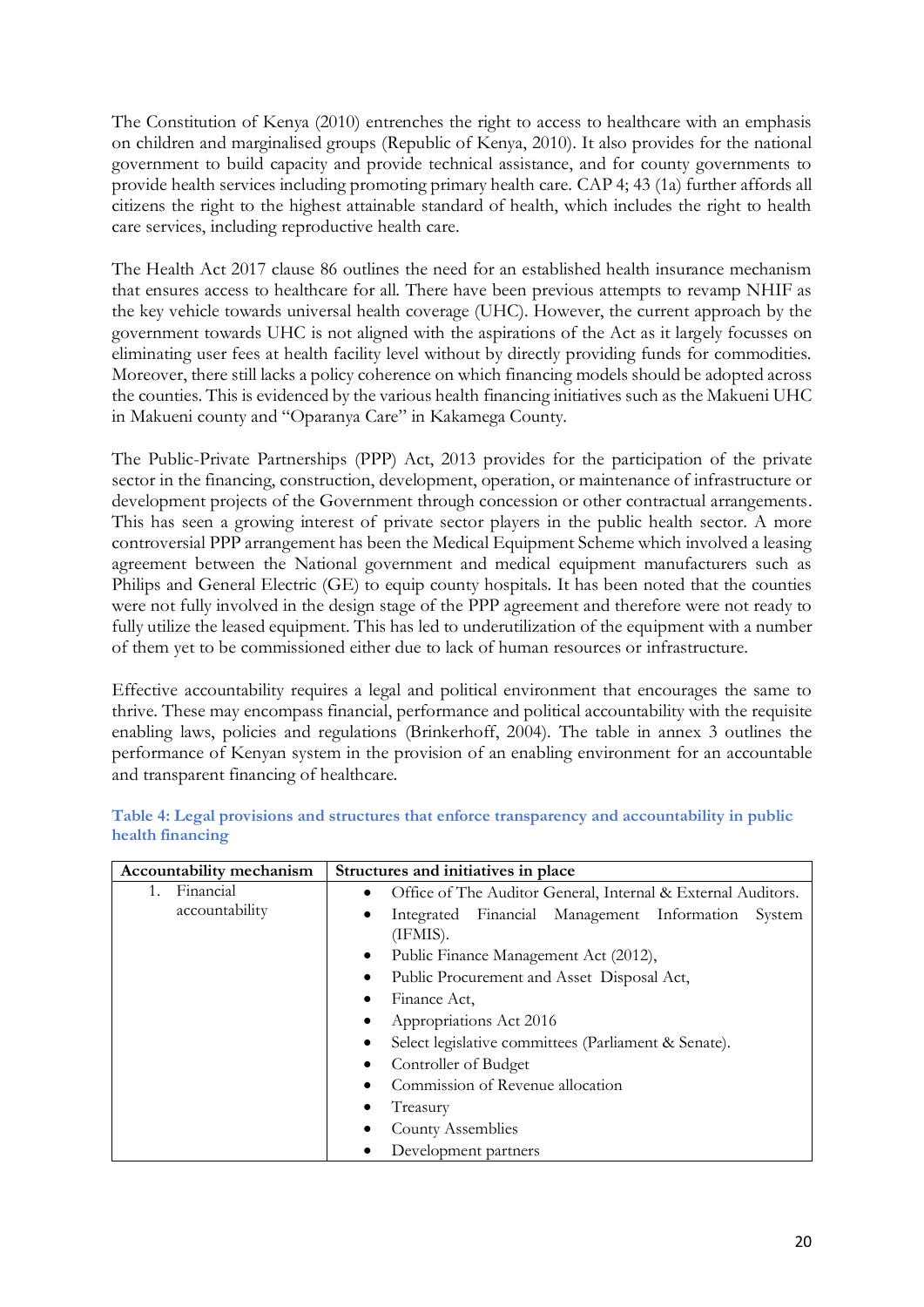The Constitution of Kenya (2010) entrenches the right to access to healthcare with an emphasis on children and marginalised groups (Republic of Kenya, 2010). It also provides for the national government to build capacity and provide technical assistance, and for county governments to provide health services including promoting primary health care. CAP 4; 43 (1a) further affords all citizens the right to the highest attainable standard of health, which includes the right to health care services, including reproductive health care.

The Health Act 2017 clause 86 outlines the need for an established health insurance mechanism that ensures access to healthcare for all. There have been previous attempts to revamp NHIF as the key vehicle towards universal health coverage (UHC). However, the current approach by the government towards UHC is not aligned with the aspirations of the Act as it largely focusses on eliminating user fees at health facility level without by directly providing funds for commodities. Moreover, there still lacks a policy coherence on which financing models should be adopted across the counties. This is evidenced by the various health financing initiatives such as the Makueni UHC in Makueni county and "Oparanya Care" in Kakamega County.

The Public-Private Partnerships (PPP) Act, 2013 provides for the participation of the private sector in the financing, construction, development, operation, or maintenance of infrastructure or development projects of the Government through concession or other contractual arrangements. This has seen a growing interest of private sector players in the public health sector. A more controversial PPP arrangement has been the Medical Equipment Scheme which involved a leasing agreement between the National government and medical equipment manufacturers such as Philips and General Electric (GE) to equip county hospitals. It has been noted that the counties were not fully involved in the design stage of the PPP agreement and therefore were not ready to fully utilize the leased equipment. This has led to underutilization of the equipment with a number of them yet to be commissioned either due to lack of human resources or infrastructure.

Effective accountability requires a legal and political environment that encourages the same to thrive. These may encompass financial, performance and political accountability with the requisite enabling laws, policies and regulations (Brinkerhoff, 2004). The table in annex 3 outlines the performance of Kenyan system in the provision of an enabling environment for an accountable and transparent financing of healthcare.

**Table 4: Legal provisions and structures that enforce transparency and accountability in public health financing**

| Accountability mechanism | Structures and initiatives in place |
|---|---|
| 1. Financial accountability | • Office of The Auditor General, Internal & External Auditors.<br>• Integrated Financial Management Information System (IFMIS).<br>• Public Finance Management Act (2012),<br>• Public Procurement and Asset Disposal Act,<br>• Finance Act,<br>• Appropriations Act 2016<br>• Select legislative committees (Parliament & Senate).<br>• Controller of Budget<br>• Commission of Revenue allocation<br>• Treasury<br>• County Assemblies<br>• Development partners |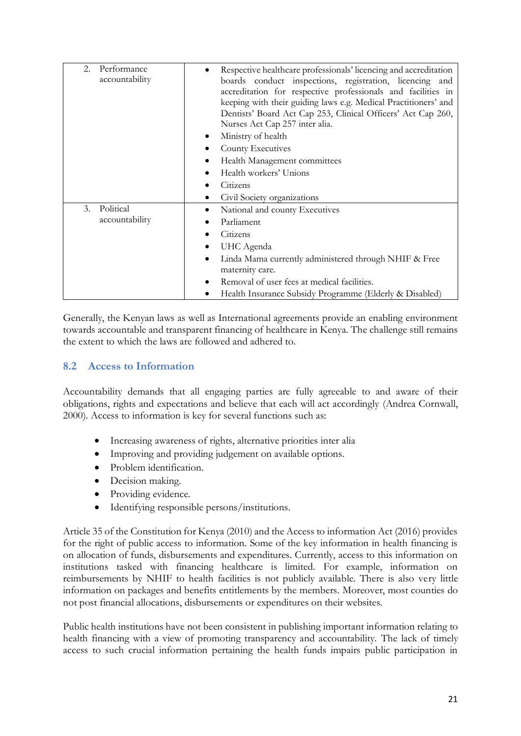| | |
|---|---|
| 2. Performance accountability | • Respective healthcare professionals' licencing and accreditation boards conduct inspections, registration, licencing and accreditation for respective professionals and facilities in keeping with their guiding laws e.g. Medical Practitioners' and Dentists' Board Act Cap 253, Clinical Officers' Act Cap 260, Nurses Act Cap 257 inter alia.<br>• Ministry of health<br>• County Executives<br>• Health Management committees<br>• Health workers' Unions<br>• Citizens<br>• Civil Society organizations |
| 3. Political accountability | • National and county Executives<br>• Parliament<br>• Citizens<br>• UHC Agenda<br>• Linda Mama currently administered through NHIF & Free maternity care.<br>• Removal of user fees at medical facilities.<br>• Health Insurance Subsidy Programme (Elderly & Disabled) |

Generally, the Kenyan laws as well as International agreements provide an enabling environment towards accountable and transparent financing of healthcare in Kenya. The challenge still remains the extent to which the laws are followed and adhered to.

## 8.2 Access to Information

Accountability demands that all engaging parties are fully agreeable to and aware of their obligations, rights and expectations and believe that each will act accordingly (Andrea Cornwall, 2000). Access to information is key for several functions such as:

- Increasing awareness of rights, alternative priorities inter alia
- Improving and providing judgement on available options.
- Problem identification.
- Decision making.
- Providing evidence.
- Identifying responsible persons/institutions.

Article 35 of the Constitution for Kenya (2010) and the Access to information Act (2016) provides for the right of public access to information. Some of the key information in health financing is on allocation of funds, disbursements and expenditures. Currently, access to this information on institutions tasked with financing healthcare is limited. For example, information on reimbursements by NHIF to health facilities is not publicly available. There is also very little information on packages and benefits entitlements by the members. Moreover, most counties do not post financial allocations, disbursements or expenditures on their websites.

Public health institutions have not been consistent in publishing important information relating to health financing with a view of promoting transparency and accountability. The lack of timely access to such crucial information pertaining the health funds impairs public participation in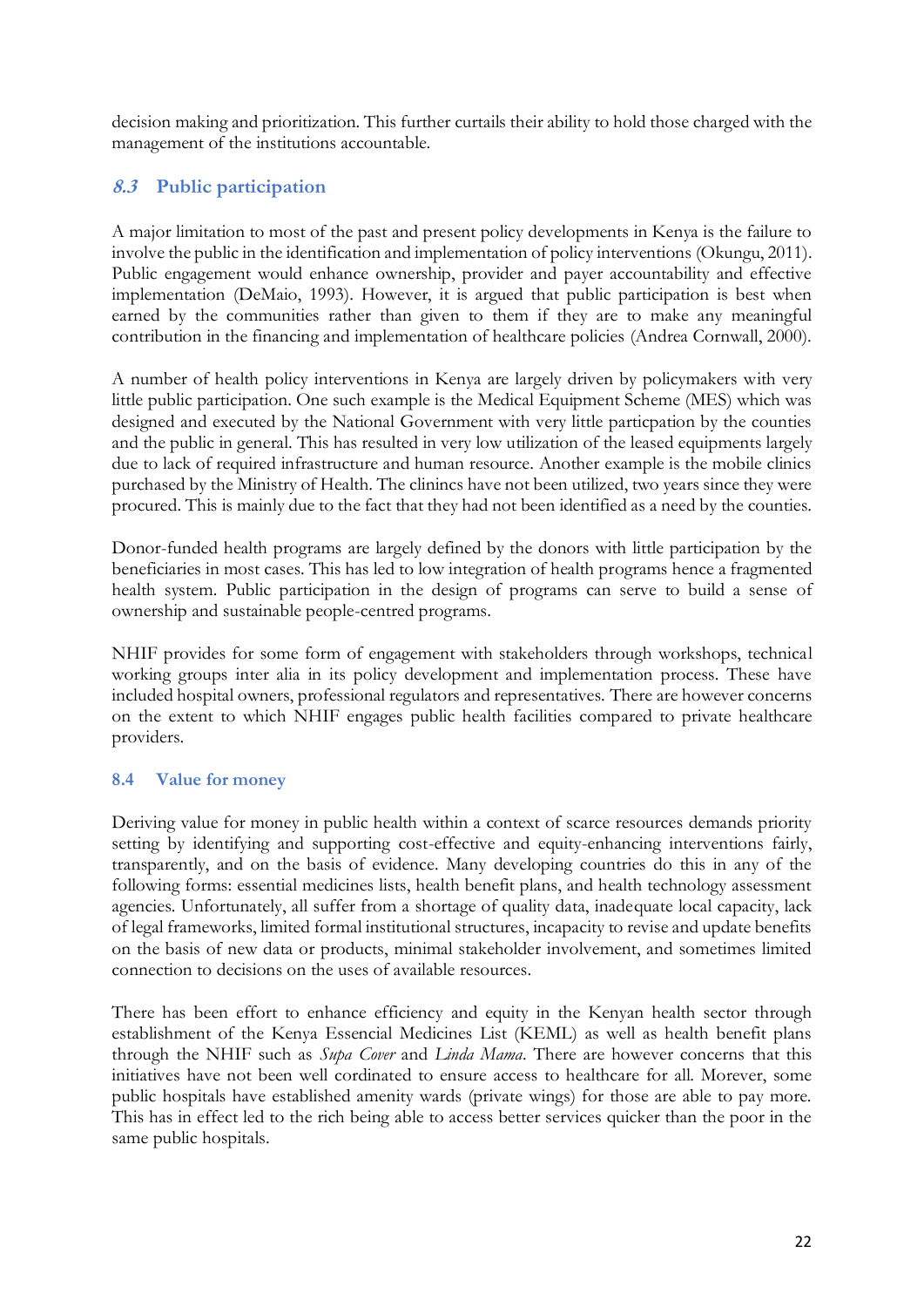decision making and prioritization. This further curtails their ability to hold those charged with the management of the institutions accountable.

## *8.3* Public participation

A major limitation to most of the past and present policy developments in Kenya is the failure to involve the public in the identification and implementation of policy interventions (Okungu, 2011). Public engagement would enhance ownership, provider and payer accountability and effective implementation (DeMaio, 1993). However, it is argued that public participation is best when earned by the communities rather than given to them if they are to make any meaningful contribution in the financing and implementation of healthcare policies (Andrea Cornwall, 2000).

A number of health policy interventions in Kenya are largely driven by policymakers with very little public participation. One such example is the Medical Equipment Scheme (MES) which was designed and executed by the National Government with very little particpation by the counties and the public in general. This has resulted in very low utilization of the leased equipments largely due to lack of required infrastructure and human resource. Another example is the mobile clinics purchased by the Ministry of Health. The clinincs have not been utilized, two years since they were procured. This is mainly due to the fact that they had not been identified as a need by the counties.

Donor-funded health programs are largely defined by the donors with little participation by the beneficiaries in most cases. This has led to low integration of health programs hence a fragmented health system. Public participation in the design of programs can serve to build a sense of ownership and sustainable people-centred programs.

NHIF provides for some form of engagement with stakeholders through workshops, technical working groups inter alia in its policy development and implementation process. These have included hospital owners, professional regulators and representatives. There are however concerns on the extent to which NHIF engages public health facilities compared to private healthcare providers.

## 8.4 Value for money

Deriving value for money in public health within a context of scarce resources demands priority setting by identifying and supporting cost-effective and equity-enhancing interventions fairly, transparently, and on the basis of evidence. Many developing countries do this in any of the following forms: essential medicines lists, health benefit plans, and health technology assessment agencies. Unfortunately, all suffer from a shortage of quality data, inadequate local capacity, lack of legal frameworks, limited formal institutional structures, incapacity to revise and update benefits on the basis of new data or products, minimal stakeholder involvement, and sometimes limited connection to decisions on the uses of available resources.

There has been effort to enhance efficiency and equity in the Kenyan health sector through establishment of the Kenya Essencial Medicines List (KEML) as well as health benefit plans through the NHIF such as *Supa Cover* and *Linda Mama*. There are however concerns that this initiatives have not been well cordinated to ensure access to healthcare for all. Morever, some public hospitals have established amenity wards (private wings) for those are able to pay more. This has in effect led to the rich being able to access better services quicker than the poor in the same public hospitals.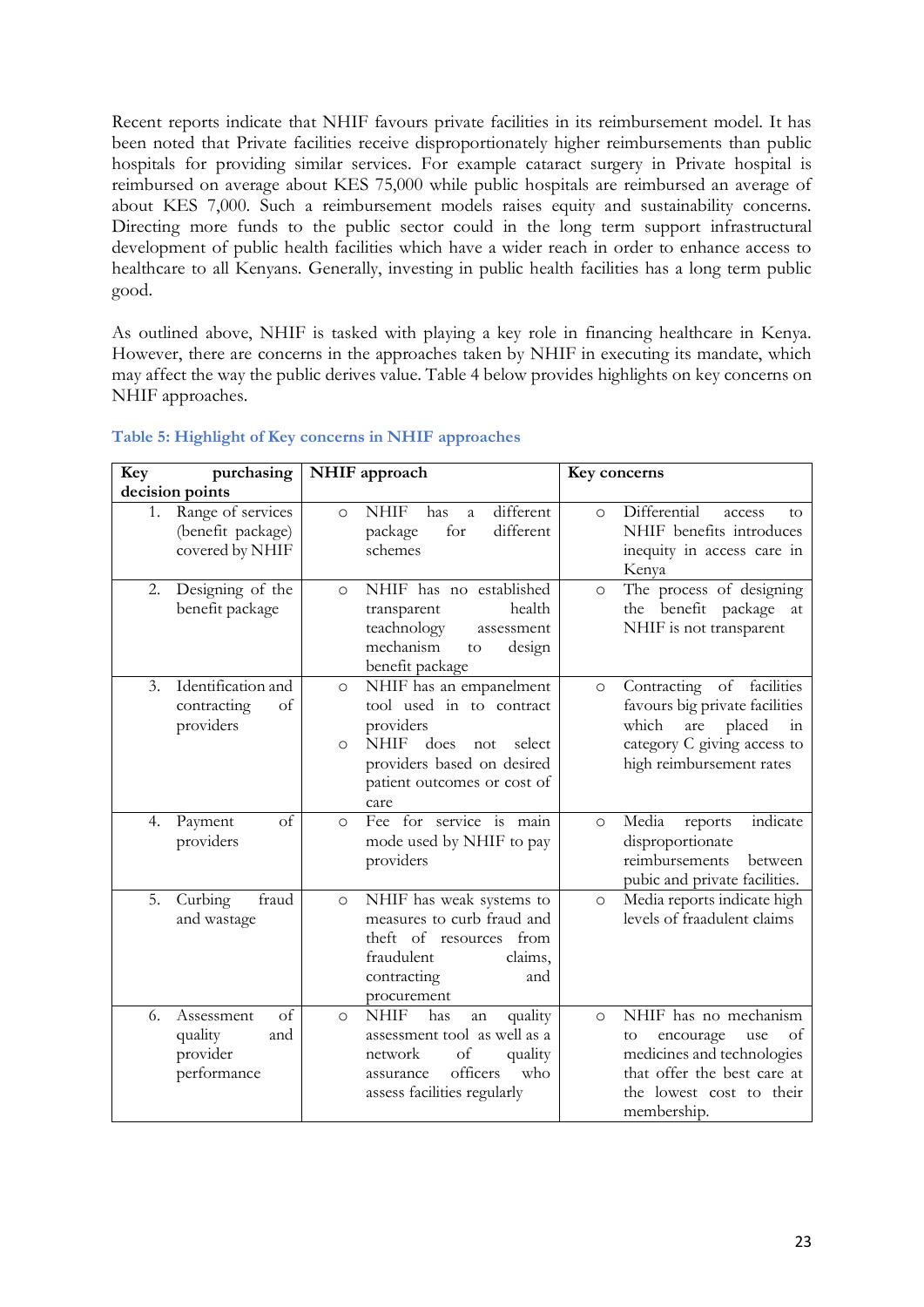Recent reports indicate that NHIF favours private facilities in its reimbursement model. It has been noted that Private facilities receive disproportionately higher reimbursements than public hospitals for providing similar services. For example cataract surgery in Private hospital is reimbursed on average about KES 75,000 while public hospitals are reimbursed an average of about KES 7,000. Such a reimbursement models raises equity and sustainability concerns. Directing more funds to the public sector could in the long term support infrastructural development of public health facilities which have a wider reach in order to enhance access to healthcare to all Kenyans. Generally, investing in public health facilities has a long term public good.

As outlined above, NHIF is tasked with playing a key role in financing healthcare in Kenya. However, there are concerns in the approaches taken by NHIF in executing its mandate, which may affect the way the public derives value. Table 4 below provides highlights on key concerns on NHIF approaches.

**Table 5: Highlight of Key concerns in NHIF approaches**

| Key purchasing decision points | NHIF approach | Key concerns |
|---|---|---|
| 1. Range of services (benefit package) covered by NHIF | ○ NHIF has a different package for different schemes | ○ Differential access to NHIF benefits introduces inequity in access care in Kenya |
| 2. Designing of the benefit package | ○ NHIF has no established transparent health teachnology assessment mechanism to design benefit package | ○ The process of designing the benefit package at NHIF is not transparent |
| 3. Identification and contracting of providers | ○ NHIF has an empanelment tool used in to contract providers<br>○ NHIF does not select providers based on desired patient outcomes or cost of care | ○ Contracting of facilities favours big private facilities which are placed in category C giving access to high reimbursement rates |
| 4. Payment of providers | ○ Fee for service is main mode used by NHIF to pay providers | ○ Media reports indicate disproportionate reimbursements between pubic and private facilities. |
| 5. Curbing fraud and wastage | ○ NHIF has weak systems to measures to curb fraud and theft of resources from fraudulent claims, contracting and procurement | ○ Media reports indicate high levels of fraadulent claims |
| 6. Assessment of quality and provider performance | ○ NHIF has an quality assessment tool as well as a network of quality assurance officers who assess facilities regularly | ○ NHIF has no mechanism to encourage use of medicines and technologies that offer the best care at the lowest cost to their membership. |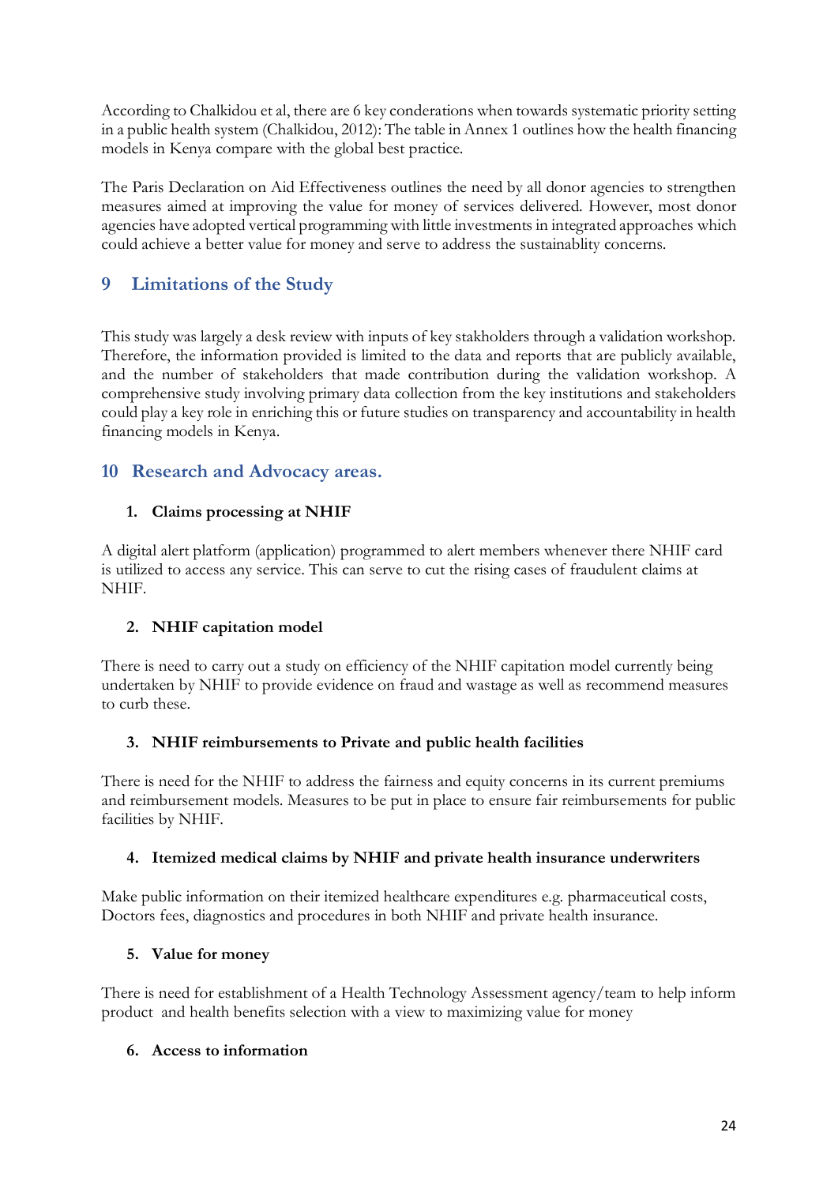According to Chalkidou et al, there are 6 key conderations when towards systematic priority setting in a public health system (Chalkidou, 2012): The table in Annex 1 outlines how the health financing models in Kenya compare with the global best practice.

The Paris Declaration on Aid Effectiveness outlines the need by all donor agencies to strengthen measures aimed at improving the value for money of services delivered. However, most donor agencies have adopted vertical programming with little investments in integrated approaches which could achieve a better value for money and serve to address the sustainablity concerns.

# 9 Limitations of the Study

This study was largely a desk review with inputs of key stakholders through a validation workshop. Therefore, the information provided is limited to the data and reports that are publicly available, and the number of stakeholders that made contribution during the validation workshop. A comprehensive study involving primary data collection from the key institutions and stakeholders could play a key role in enriching this or future studies on transparency and accountability in health financing models in Kenya.

# 10 Research and Advocacy areas.

1. **Claims processing at NHIF**

A digital alert platform (application) programmed to alert members whenever there NHIF card is utilized to access any service. This can serve to cut the rising cases of fraudulent claims at NHIF.

2. **NHIF capitation model**

There is need to carry out a study on efficiency of the NHIF capitation model currently being undertaken by NHIF to provide evidence on fraud and wastage as well as recommend measures to curb these.

3. **NHIF reimbursements to Private and public health facilities**

There is need for the NHIF to address the fairness and equity concerns in its current premiums and reimbursement models. Measures to be put in place to ensure fair reimbursements for public facilities by NHIF.

4. **Itemized medical claims by NHIF and private health insurance underwriters**

Make public information on their itemized healthcare expenditures e.g. pharmaceutical costs, Doctors fees, diagnostics and procedures in both NHIF and private health insurance.

5. **Value for money**

There is need for establishment of a Health Technology Assessment agency/team to help inform product and health benefits selection with a view to maximizing value for money

6. **Access to information**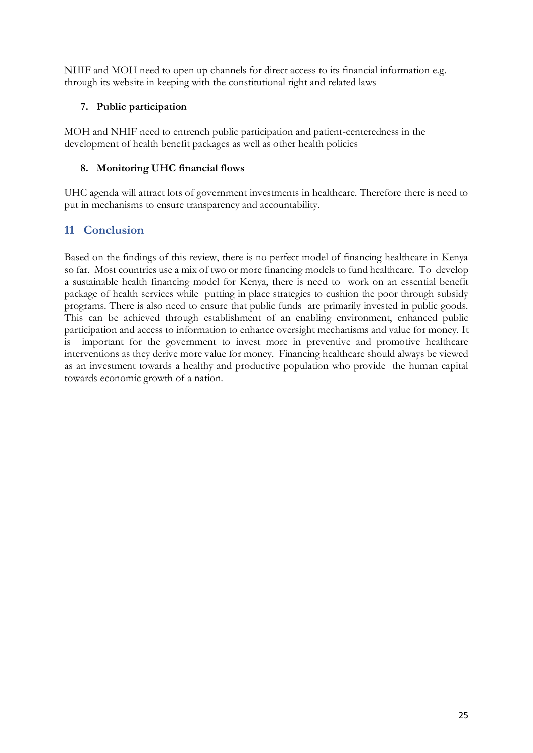NHIF and MOH need to open up channels for direct access to its financial information e.g. through its website in keeping with the constitutional right and related laws

7. **Public participation**

MOH and NHIF need to entrench public participation and patient-centeredness in the development of health benefit packages as well as other health policies

8. **Monitoring UHC financial flows**

UHC agenda will attract lots of government investments in healthcare. Therefore there is need to put in mechanisms to ensure transparency and accountability.

## 11 Conclusion

Based on the findings of this review, there is no perfect model of financing healthcare in Kenya so far. Most countries use a mix of two or more financing models to fund healthcare. To develop a sustainable health financing model for Kenya, there is need to work on an essential benefit package of health services while putting in place strategies to cushion the poor through subsidy programs. There is also need to ensure that public funds are primarily invested in public goods. This can be achieved through establishment of an enabling environment, enhanced public participation and access to information to enhance oversight mechanisms and value for money. It is important for the government to invest more in preventive and promotive healthcare interventions as they derive more value for money. Financing healthcare should always be viewed as an investment towards a healthy and productive population who provide the human capital towards economic growth of a nation.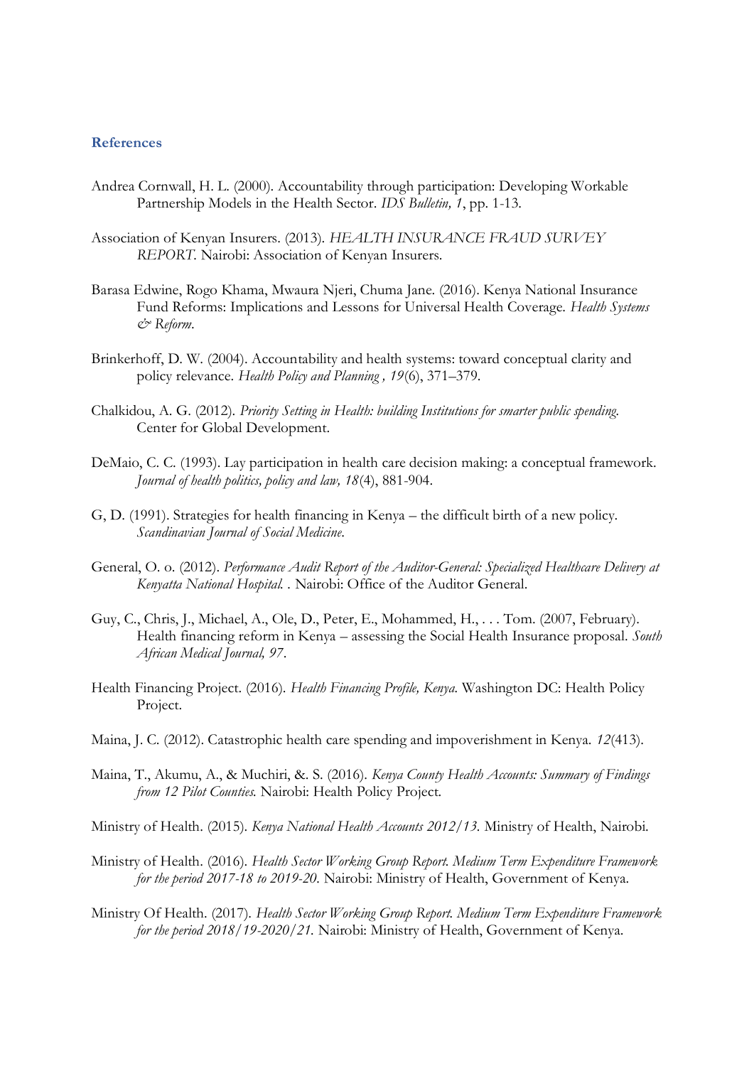## References

Andrea Cornwall, H. L. (2000). Accountability through participation: Developing Workable Partnership Models in the Health Sector. *IDS Bulletin, 1*, pp. 1-13.

Association of Kenyan Insurers. (2013). *HEALTH INSURANCE FRAUD SURVEY REPORT.* Nairobi: Association of Kenyan Insurers.

Barasa Edwine, Rogo Khama, Mwaura Njeri, Chuma Jane. (2016). Kenya National Insurance Fund Reforms: Implications and Lessons for Universal Health Coverage. *Health Systems & Reform.*

Brinkerhoff, D. W. (2004). Accountability and health systems: toward conceptual clarity and policy relevance. *Health Policy and Planning , 19*(6), 371–379.

Chalkidou, A. G. (2012). *Priority Setting in Health: building Institutions for smarter public spending.* Center for Global Development.

DeMaio, C. C. (1993). Lay participation in health care decision making: a conceptual framework. *Journal of health politics, policy and law, 18*(4), 881-904.

G, D. (1991). Strategies for health financing in Kenya – the difficult birth of a new policy. *Scandinavian Journal of Social Medicine.*

General, O. o. (2012). *Performance Audit Report of the Auditor-General: Specialized Healthcare Delivery at Kenyatta National Hospital.* . Nairobi: Office of the Auditor General.

Guy, C., Chris, J., Michael, A., Ole, D., Peter, E., Mohammed, H., . . . Tom. (2007, February). Health financing reform in Kenya – assessing the Social Health Insurance proposal. *South African Medical Journal, 97*.

Health Financing Project. (2016). *Health Financing Profile, Kenya.* Washington DC: Health Policy Project.

Maina, J. C. (2012). Catastrophic health care spending and impoverishment in Kenya. *12*(413).

Maina, T., Akumu, A., & Muchiri, &. S. (2016). *Kenya County Health Accounts: Summary of Findings from 12 Pilot Counties.* Nairobi: Health Policy Project.

Ministry of Health. (2015). *Kenya National Health Accounts 2012/13.* Ministry of Health, Nairobi.

Ministry of Health. (2016). *Health Sector Working Group Report. Medium Term Expenditure Framework for the period 2017-18 to 2019-20.* Nairobi: Ministry of Health, Government of Kenya.

Ministry Of Health. (2017). *Health Sector Working Group Report. Medium Term Expenditure Framework for the period 2018/19-2020/21.* Nairobi: Ministry of Health, Government of Kenya.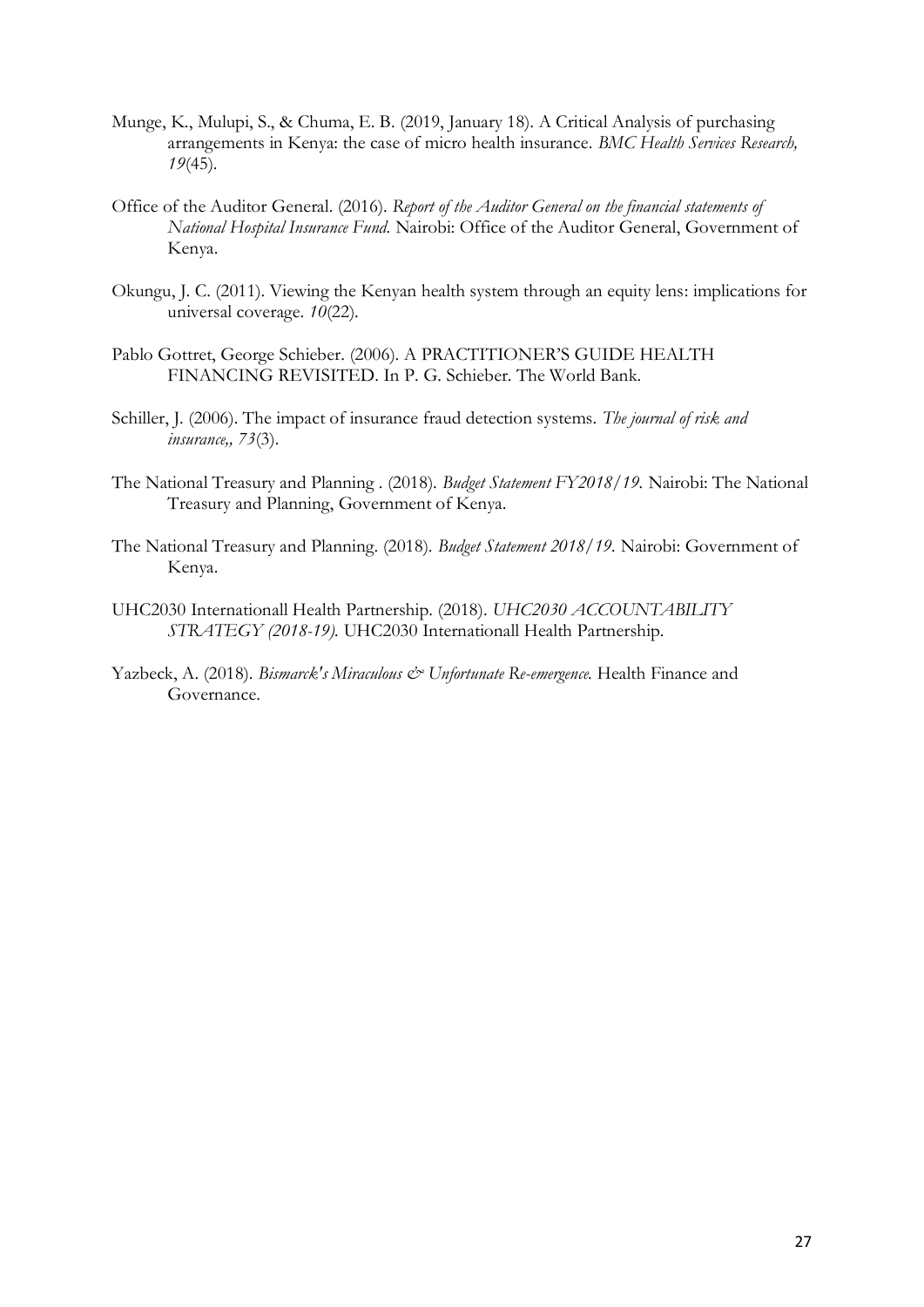Munge, K., Mulupi, S., & Chuma, E. B. (2019, January 18). A Critical Analysis of purchasing arrangements in Kenya: the case of micro health insurance. *BMC Health Services Research, 19*(45).

Office of the Auditor General. (2016). *Report of the Auditor General on the financial statements of National Hospital Insurance Fund.* Nairobi: Office of the Auditor General, Government of Kenya.

Okungu, J. C. (2011). Viewing the Kenyan health system through an equity lens: implications for universal coverage. *10*(22).

Pablo Gottret, George Schieber. (2006). A PRACTITIONER'S GUIDE HEALTH FINANCING REVISITED. In P. G. Schieber. The World Bank.

Schiller, J. (2006). The impact of insurance fraud detection systems. *The journal of risk and insurance,, 73*(3).

The National Treasury and Planning . (2018). *Budget Statement FY2018/19.* Nairobi: The National Treasury and Planning, Government of Kenya.

The National Treasury and Planning. (2018). *Budget Statement 2018/19.* Nairobi: Government of Kenya.

UHC2030 Internationall Health Partnership. (2018). *UHC2030 ACCOUNTABILITY STRATEGY (2018-19).* UHC2030 Internationall Health Partnership.

Yazbeck, A. (2018). *Bismarck's Miraculous & Unfortunate Re-emergence.* Health Finance and Governance.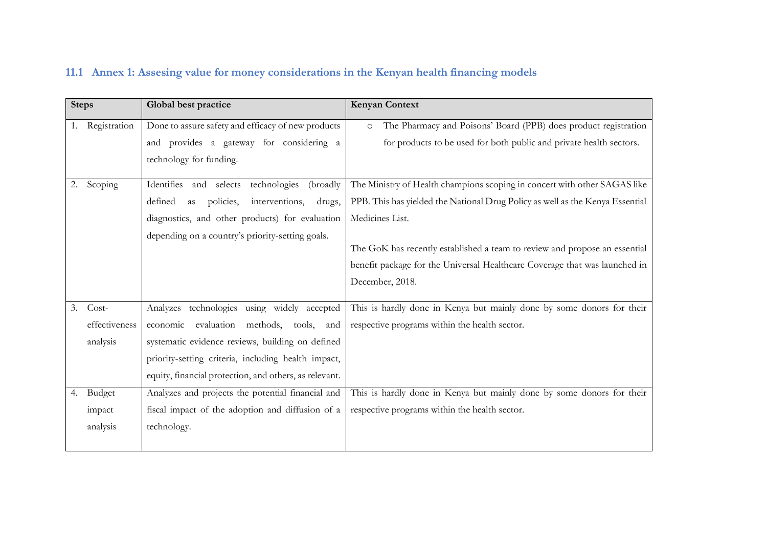### 11.1 Annex 1: Assesing value for money considerations in the Kenyan health financing models

| Steps | Global best practice | Kenyan Context |
|---|---|---|
| 1. Registration | Done to assure safety and efficacy of new products and provides a gateway for considering a technology for funding. | ○ The Pharmacy and Poisons' Board (PPB) does product registration for products to be used for both public and private health sectors. |
| 2. Scoping | Identifies and selects technologies (broadly defined as policies, interventions, drugs, diagnostics, and other products) for evaluation depending on a country's priority-setting goals. | The Ministry of Health champions scoping in concert with other SAGAS like PPB. This has yielded the National Drug Policy as well as the Kenya Essential Medicines List.<br><br>The GoK has recently established a team to review and propose an essential benefit package for the Universal Healthcare Coverage that was launched in December, 2018. |
| 3. Cost-effectiveness analysis | Analyzes technologies using widely accepted economic evaluation methods, tools, and systematic evidence reviews, building on defined priority-setting criteria, including health impact, equity, financial protection, and others, as relevant. | This is hardly done in Kenya but mainly done by some donors for their respective programs within the health sector. |
| 4. Budget impact analysis | Analyzes and projects the potential financial and fiscal impact of the adoption and diffusion of a technology. | This is hardly done in Kenya but mainly done by some donors for their respective programs within the health sector. |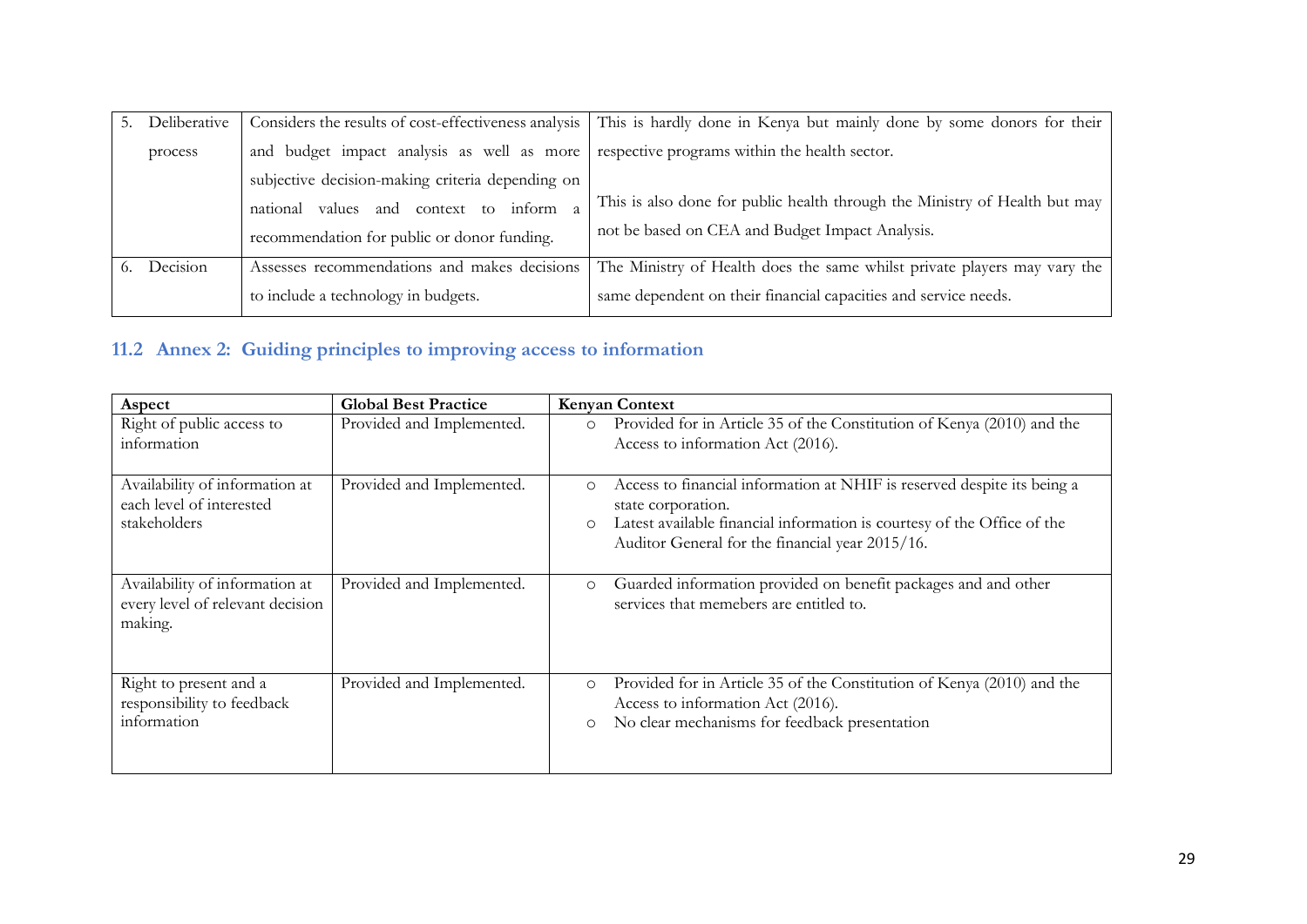| 5. Deliberative process | Considers the results of cost-effectiveness analysis and budget impact analysis as well as more subjective decision-making criteria depending on national values and context to inform a recommendation for public or donor funding. | This is hardly done in Kenya but mainly done by some donors for their respective programs within the health sector.<br><br>This is also done for public health through the Ministry of Health but may not be based on CEA and Budget Impact Analysis. |
|---|---|---|
| 6. Decision | Assesses recommendations and makes decisions to include a technology in budgets. | The Ministry of Health does the same whilst private players may vary the same dependent on their financial capacities and service needs. |

## 11.2 Annex 2: Guiding principles to improving access to information

| Aspect | Global Best Practice | Kenyan Context |
|---|---|---|
| Right of public access to information | Provided and Implemented. | ○ Provided for in Article 35 of the Constitution of Kenya (2010) and the Access to information Act (2016). |
| Availability of information at each level of interested stakeholders | Provided and Implemented. | ○ Access to financial information at NHIF is reserved despite its being a state corporation.<br>○ Latest available financial information is courtesy of the Office of the Auditor General for the financial year 2015/16. |
| Availability of information at every level of relevant decision making. | Provided and Implemented. | ○ Guarded information provided on benefit packages and and other services that memebers are entitled to. |
| Right to present and a responsibility to feedback information | Provided and Implemented. | ○ Provided for in Article 35 of the Constitution of Kenya (2010) and the Access to information Act (2016).<br>○ No clear mechanisms for feedback presentation |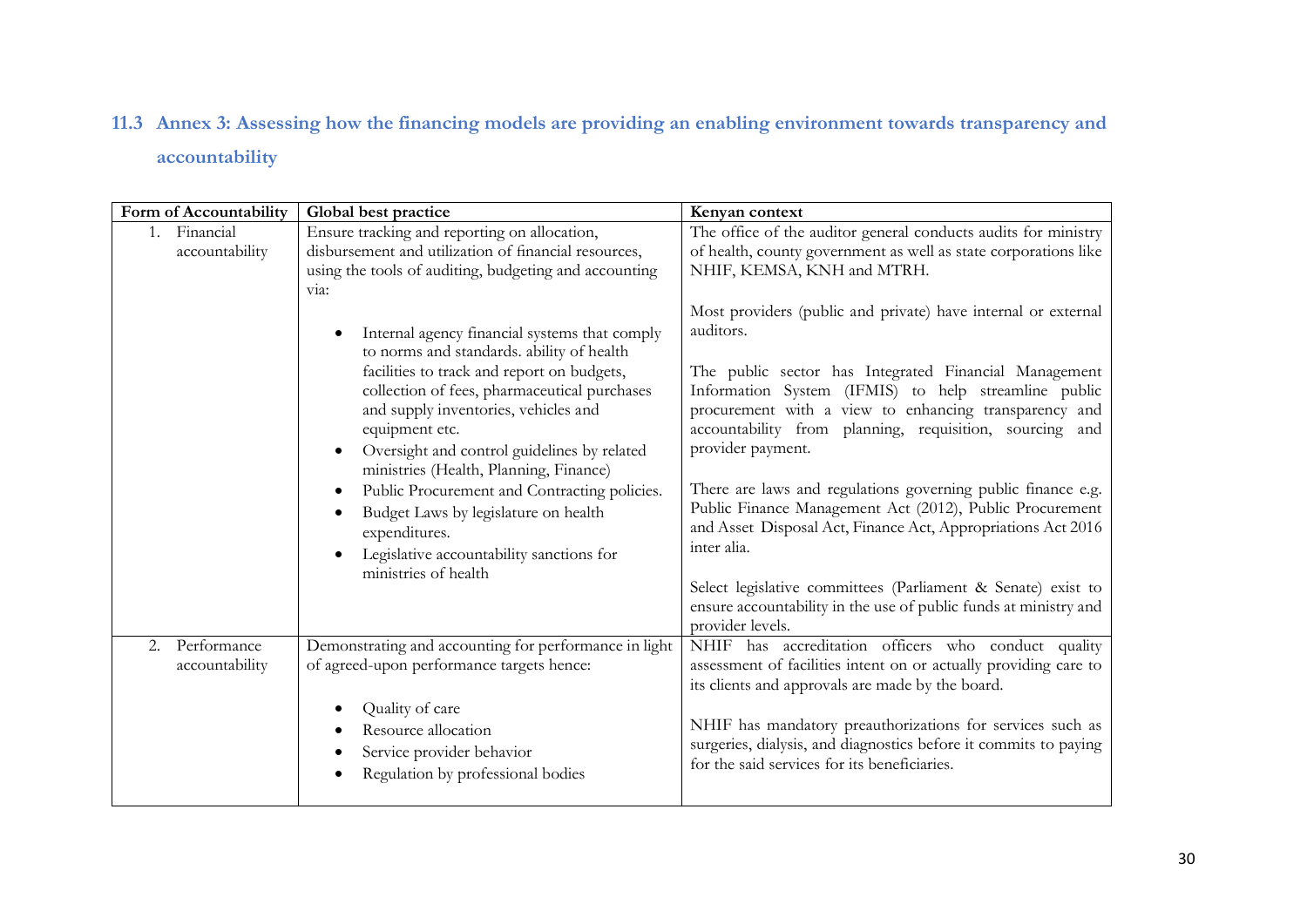### 11.3 Annex 3: Assessing how the financing models are providing an enabling environment towards transparency and accountability

| Form of Accountability | Global best practice | Kenyan context |
|---|---|---|
| 1. Financial accountability | Ensure tracking and reporting on allocation, disbursement and utilization of financial resources, using the tools of auditing, budgeting and accounting via:<br><br>• Internal agency financial systems that comply to norms and standards. ability of health facilities to track and report on budgets, collection of fees, pharmaceutical purchases and supply inventories, vehicles and equipment etc.<br>• Oversight and control guidelines by related ministries (Health, Planning, Finance)<br>• Public Procurement and Contracting policies.<br>• Budget Laws by legislature on health expenditures.<br>• Legislative accountability sanctions for ministries of health | The office of the auditor general conducts audits for ministry of health, county government as well as state corporations like NHIF, KEMSA, KNH and MTRH.<br><br>Most providers (public and private) have internal or external auditors.<br><br>The public sector has Integrated Financial Management Information System (IFMIS) to help streamline public procurement with a view to enhancing transparency and accountability from planning, requisition, sourcing and provider payment.<br><br>There are laws and regulations governing public finance e.g. Public Finance Management Act (2012), Public Procurement and Asset Disposal Act, Finance Act, Appropriations Act 2016 inter alia.<br><br>Select legislative committees (Parliament & Senate) exist to ensure accountability in the use of public funds at ministry and provider levels. |
| 2. Performance accountability | Demonstrating and accounting for performance in light of agreed-upon performance targets hence:<br><br>• Quality of care<br>• Resource allocation<br>• Service provider behavior<br>• Regulation by professional bodies | NHIF has accreditation officers who conduct quality assessment of facilities intent on or actually providing care to its clients and approvals are made by the board.<br><br>NHIF has mandatory preauthorizations for services such as surgeries, dialysis, and diagnostics before it commits to paying for the said services for its beneficiaries. |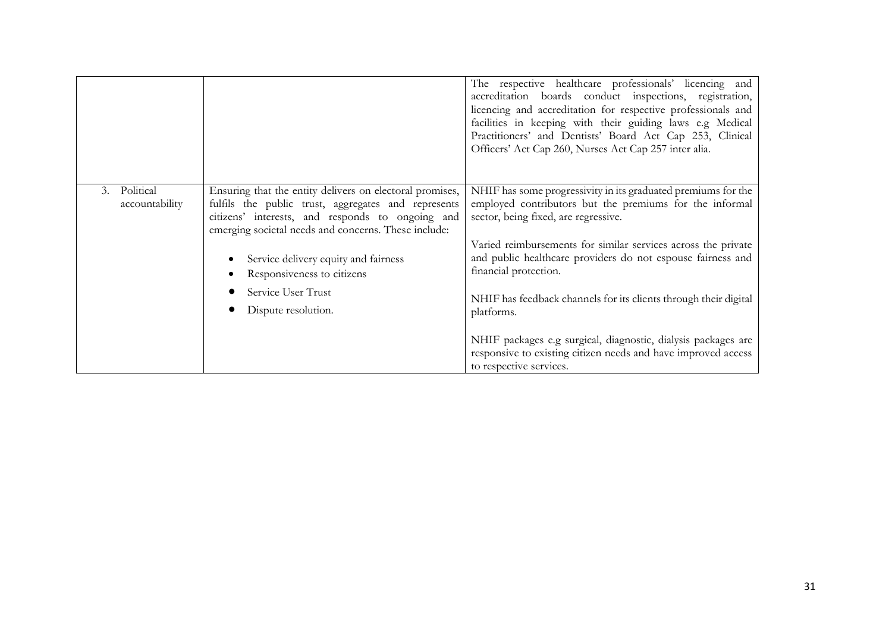| | | |
|---|---|---|
| | | The respective healthcare professionals' licencing and accreditation boards conduct inspections, registration, licencing and accreditation for respective professionals and facilities in keeping with their guiding laws e.g Medical Practitioners' and Dentists' Board Act Cap 253, Clinical Officers' Act Cap 260, Nurses Act Cap 257 inter alia. |
| 3. Political accountability | Ensuring that the entity delivers on electoral promises, fulfils the public trust, aggregates and represents citizens' interests, and responds to ongoing and emerging societal needs and concerns. These include:<br><br>• Service delivery equity and fairness<br>• Responsiveness to citizens<br>• Service User Trust<br>• Dispute resolution. | NHIF has some progressivity in its graduated premiums for the employed contributors but the premiums for the informal sector, being fixed, are regressive.<br><br>Varied reimbursements for similar services across the private and public healthcare providers do not espouse fairness and financial protection.<br><br>NHIF has feedback channels for its clients through their digital platforms.<br><br>NHIF packages e.g surgical, diagnostic, dialysis packages are responsive to existing citizen needs and have improved access to respective services. |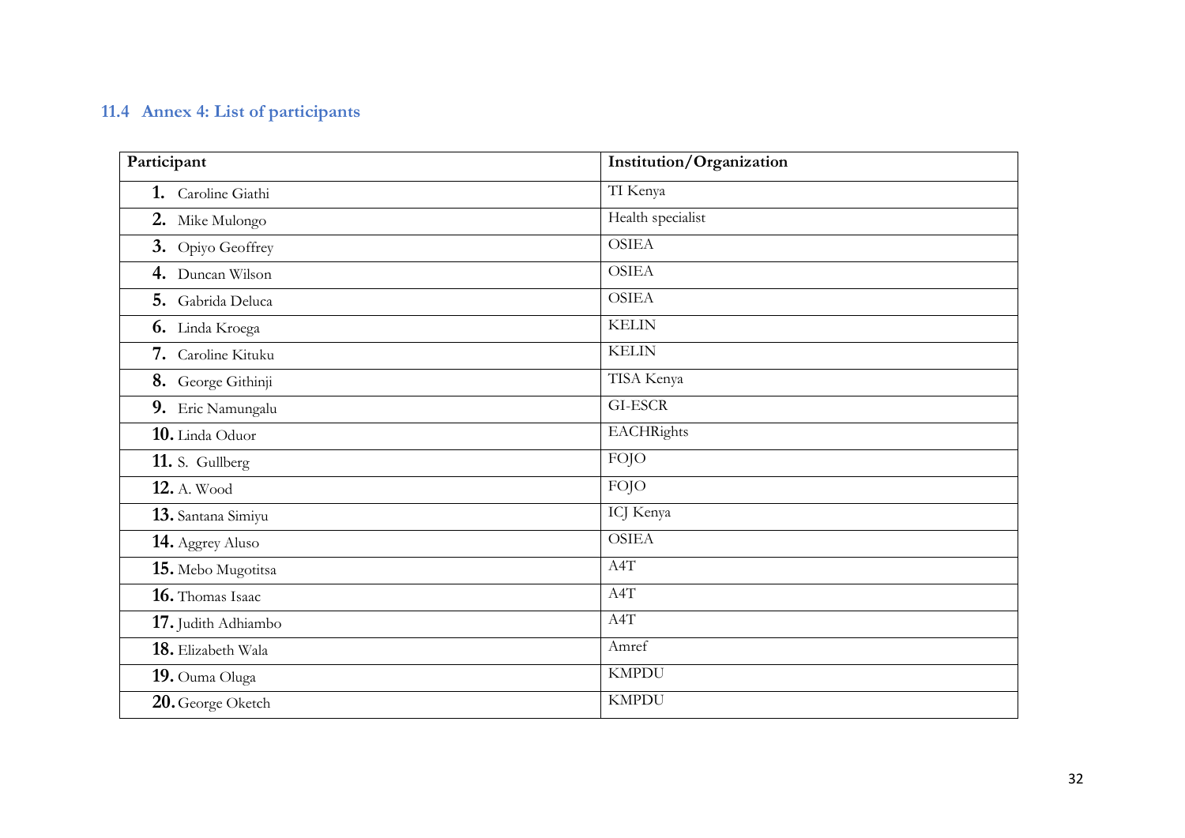## 11.4 Annex 4: List of participants

| Participant | Institution/Organization |
|---|---|
| 1. Caroline Giathi | TI Kenya |
| 2. Mike Mulongo | Health specialist |
| 3. Opiyo Geoffrey | OSIEA |
| 4. Duncan Wilson | OSIEA |
| 5. Gabrida Deluca | OSIEA |
| 6. Linda Kroega | KELIN |
| 7. Caroline Kituku | KELIN |
| 8. George Githinji | TISA Kenya |
| 9. Eric Namungalu | GI-ESCR |
| 10. Linda Oduor | EACHRights |
| 11. S. Gullberg | FOJO |
| 12. A. Wood | FOJO |
| 13. Santana Simiyu | ICJ Kenya |
| 14. Aggrey Aluso | OSIEA |
| 15. Mebo Mugotitsa | A4T |
| 16. Thomas Isaac | A4T |
| 17. Judith Adhiambo | A4T |
| 18. Elizabeth Wala | Amref |
| 19. Ouma Oluga | KMPDU |
| 20. George Oketch | KMPDU |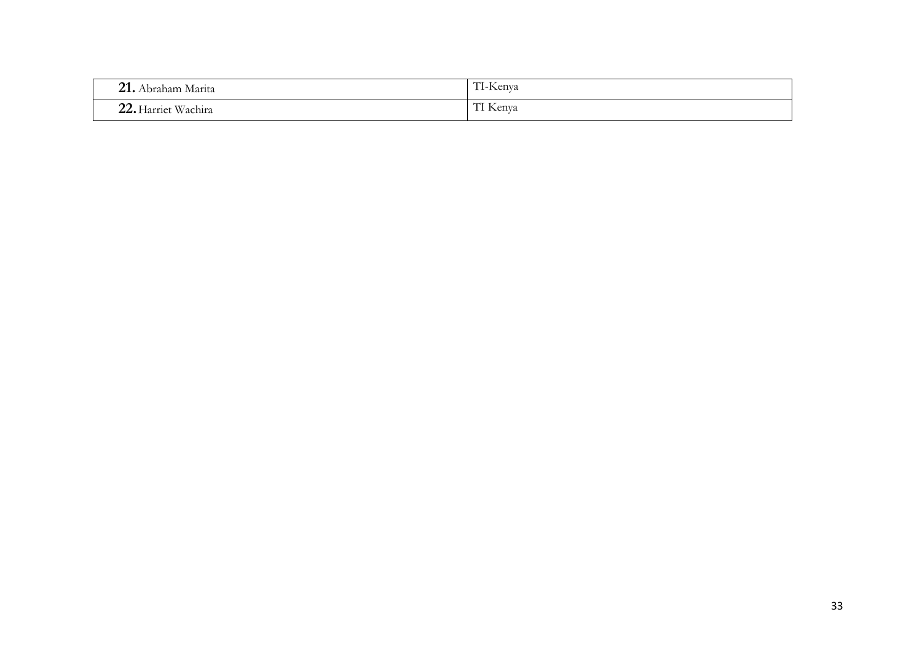| | |
|---|---|
| **21.** Abraham Marita | TI-Kenya |
| **22.** Harriet Wachira | TI Kenya |